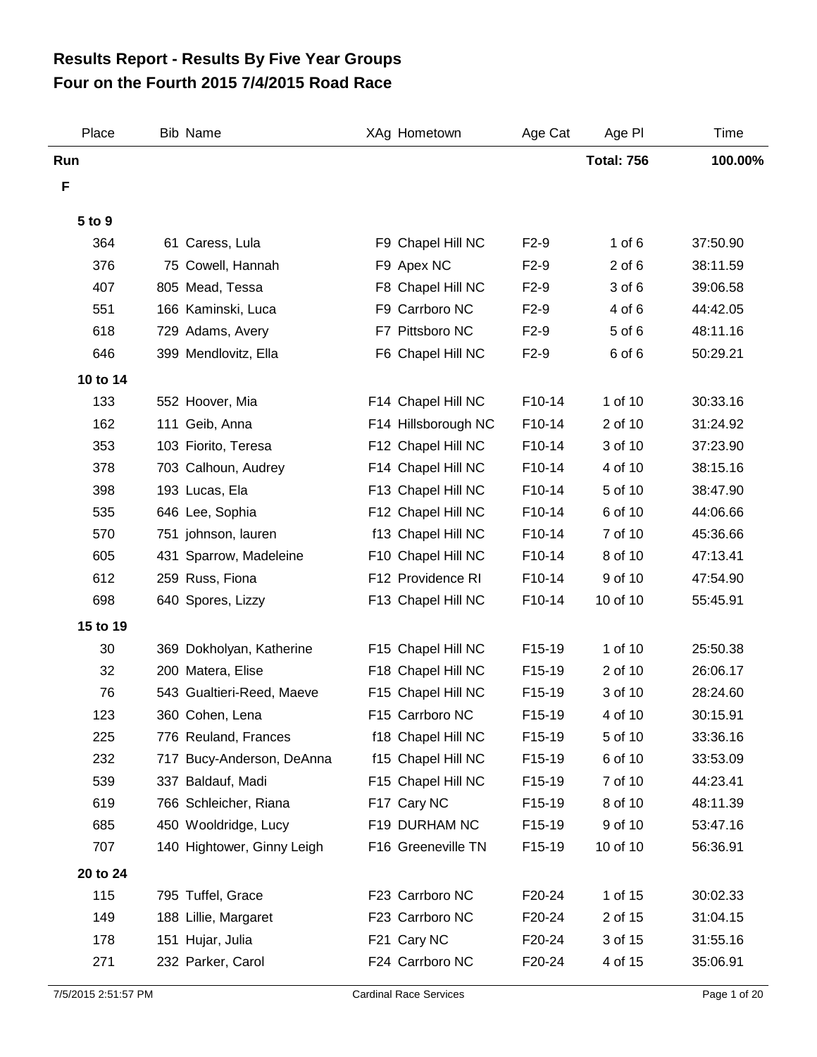# Results Report - Results By Five Year Groups
# Four on the Fourth 2015 7/4/2015 Road Race

| Place | Bib | Name | XAg | Hometown | Age Cat | Age Pl | Time |
|---|---|---|---|---|---|---|---|
| **Run** | | | | | | **Total: 756** | **100.00%** |
| **F** | | | | | | | |
| **5 to 9** | | | | | | | |
| 364 | 61 | Caress, Lula | F9 | Chapel Hill NC | F2-9 | 1 of 6 | 37:50.90 |
| 376 | 75 | Cowell, Hannah | F9 | Apex NC | F2-9 | 2 of 6 | 38:11.59 |
| 407 | 805 | Mead, Tessa | F8 | Chapel Hill NC | F2-9 | 3 of 6 | 39:06.58 |
| 551 | 166 | Kaminski, Luca | F9 | Carrboro NC | F2-9 | 4 of 6 | 44:42.05 |
| 618 | 729 | Adams, Avery | F7 | Pittsboro NC | F2-9 | 5 of 6 | 48:11.16 |
| 646 | 399 | Mendlovitz, Ella | F6 | Chapel Hill NC | F2-9 | 6 of 6 | 50:29.21 |
| **10 to 14** | | | | | | | |
| 133 | 552 | Hoover, Mia | F14 | Chapel Hill NC | F10-14 | 1 of 10 | 30:33.16 |
| 162 | 111 | Geib, Anna | F14 | Hillsborough NC | F10-14 | 2 of 10 | 31:24.92 |
| 353 | 103 | Fiorito, Teresa | F12 | Chapel Hill NC | F10-14 | 3 of 10 | 37:23.90 |
| 378 | 703 | Calhoun, Audrey | F14 | Chapel Hill NC | F10-14 | 4 of 10 | 38:15.16 |
| 398 | 193 | Lucas, Ela | F13 | Chapel Hill NC | F10-14 | 5 of 10 | 38:47.90 |
| 535 | 646 | Lee, Sophia | F12 | Chapel Hill NC | F10-14 | 6 of 10 | 44:06.66 |
| 570 | 751 | johnson, lauren | f13 | Chapel Hill NC | F10-14 | 7 of 10 | 45:36.66 |
| 605 | 431 | Sparrow, Madeleine | F10 | Chapel Hill NC | F10-14 | 8 of 10 | 47:13.41 |
| 612 | 259 | Russ, Fiona | F12 | Providence RI | F10-14 | 9 of 10 | 47:54.90 |
| 698 | 640 | Spores, Lizzy | F13 | Chapel Hill NC | F10-14 | 10 of 10 | 55:45.91 |
| **15 to 19** | | | | | | | |
| 30 | 369 | Dokholyan, Katherine | F15 | Chapel Hill NC | F15-19 | 1 of 10 | 25:50.38 |
| 32 | 200 | Matera, Elise | F18 | Chapel Hill NC | F15-19 | 2 of 10 | 26:06.17 |
| 76 | 543 | Gualtieri-Reed, Maeve | F15 | Chapel Hill NC | F15-19 | 3 of 10 | 28:24.60 |
| 123 | 360 | Cohen, Lena | F15 | Carrboro NC | F15-19 | 4 of 10 | 30:15.91 |
| 225 | 776 | Reuland, Frances | f18 | Chapel Hill NC | F15-19 | 5 of 10 | 33:36.16 |
| 232 | 717 | Bucy-Anderson, DeAnna | f15 | Chapel Hill NC | F15-19 | 6 of 10 | 33:53.09 |
| 539 | 337 | Baldauf, Madi | F15 | Chapel Hill NC | F15-19 | 7 of 10 | 44:23.41 |
| 619 | 766 | Schleicher, Riana | F17 | Cary NC | F15-19 | 8 of 10 | 48:11.39 |
| 685 | 450 | Wooldridge, Lucy | F19 | DURHAM NC | F15-19 | 9 of 10 | 53:47.16 |
| 707 | 140 | Hightower, Ginny Leigh | F16 | Greeneville TN | F15-19 | 10 of 10 | 56:36.91 |
| **20 to 24** | | | | | | | |
| 115 | 795 | Tuffel, Grace | F23 | Carrboro NC | F20-24 | 1 of 15 | 30:02.33 |
| 149 | 188 | Lillie, Margaret | F23 | Carrboro NC | F20-24 | 2 of 15 | 31:04.15 |
| 178 | 151 | Hujar, Julia | F21 | Cary NC | F20-24 | 3 of 15 | 31:55.16 |
| 271 | 232 | Parker, Carol | F24 | Carrboro NC | F20-24 | 4 of 15 | 35:06.91 |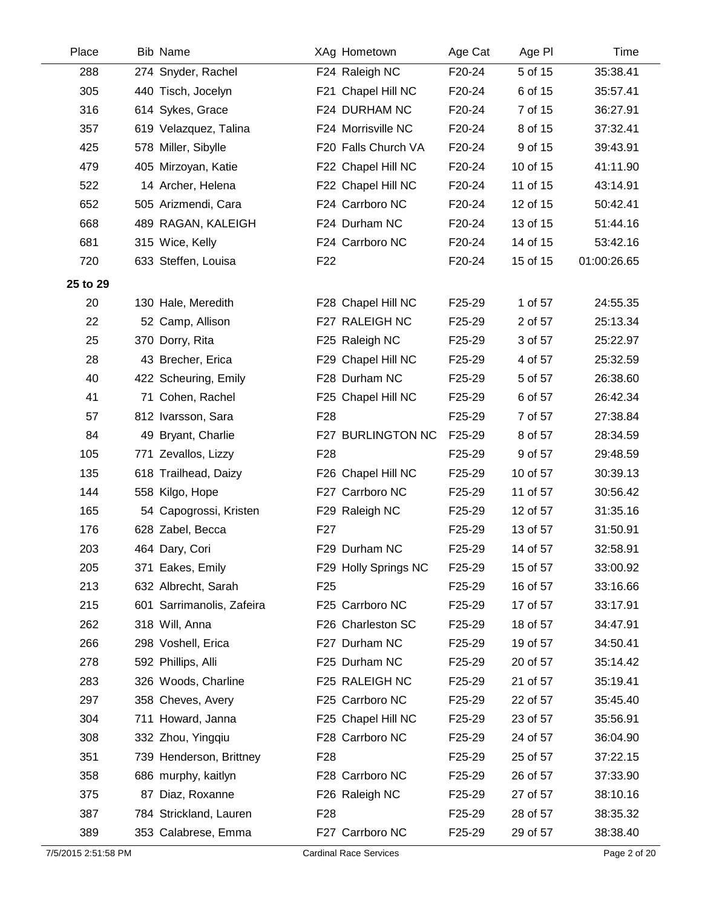| Place | Bib | Name | XAg | Hometown | Age Cat | Age Pl | Time |
|---|---|---|---|---|---|---|---|
| 288 | 274 | Snyder, Rachel | F24 | Raleigh NC | F20-24 | 5 of 15 | 35:38.41 |
| 305 | 440 | Tisch, Jocelyn | F21 | Chapel Hill NC | F20-24 | 6 of 15 | 35:57.41 |
| 316 | 614 | Sykes, Grace | F24 | DURHAM NC | F20-24 | 7 of 15 | 36:27.91 |
| 357 | 619 | Velazquez, Talina | F24 | Morrisville NC | F20-24 | 8 of 15 | 37:32.41 |
| 425 | 578 | Miller, Sibylle | F20 | Falls Church VA | F20-24 | 9 of 15 | 39:43.91 |
| 479 | 405 | Mirzoyan, Katie | F22 | Chapel Hill NC | F20-24 | 10 of 15 | 41:11.90 |
| 522 | 14 | Archer, Helena | F22 | Chapel Hill NC | F20-24 | 11 of 15 | 43:14.91 |
| 652 | 505 | Arizmendi, Cara | F24 | Carrboro NC | F20-24 | 12 of 15 | 50:42.41 |
| 668 | 489 | RAGAN, KALEIGH | F24 | Durham NC | F20-24 | 13 of 15 | 51:44.16 |
| 681 | 315 | Wice, Kelly | F24 | Carrboro NC | F20-24 | 14 of 15 | 53:42.16 |
| 720 | 633 | Steffen, Louisa | F22 | | F20-24 | 15 of 15 | 01:00:26.65 |
| **25 to 29** | | | | | | | |
| 20 | 130 | Hale, Meredith | F28 | Chapel Hill NC | F25-29 | 1 of 57 | 24:55.35 |
| 22 | 52 | Camp, Allison | F27 | RALEIGH NC | F25-29 | 2 of 57 | 25:13.34 |
| 25 | 370 | Dorry, Rita | F25 | Raleigh NC | F25-29 | 3 of 57 | 25:22.97 |
| 28 | 43 | Brecher, Erica | F29 | Chapel Hill NC | F25-29 | 4 of 57 | 25:32.59 |
| 40 | 422 | Scheuring, Emily | F28 | Durham NC | F25-29 | 5 of 57 | 26:38.60 |
| 41 | 71 | Cohen, Rachel | F25 | Chapel Hill NC | F25-29 | 6 of 57 | 26:42.34 |
| 57 | 812 | Ivarsson, Sara | F28 | | F25-29 | 7 of 57 | 27:38.84 |
| 84 | 49 | Bryant, Charlie | F27 | BURLINGTON NC | F25-29 | 8 of 57 | 28:34.59 |
| 105 | 771 | Zevallos, Lizzy | F28 | | F25-29 | 9 of 57 | 29:48.59 |
| 135 | 618 | Trailhead, Daizy | F26 | Chapel Hill NC | F25-29 | 10 of 57 | 30:39.13 |
| 144 | 558 | Kilgo, Hope | F27 | Carrboro NC | F25-29 | 11 of 57 | 30:56.42 |
| 165 | 54 | Capogrossi, Kristen | F29 | Raleigh NC | F25-29 | 12 of 57 | 31:35.16 |
| 176 | 628 | Zabel, Becca | F27 | | F25-29 | 13 of 57 | 31:50.91 |
| 203 | 464 | Dary, Cori | F29 | Durham NC | F25-29 | 14 of 57 | 32:58.91 |
| 205 | 371 | Eakes, Emily | F29 | Holly Springs NC | F25-29 | 15 of 57 | 33:00.92 |
| 213 | 632 | Albrecht, Sarah | F25 | | F25-29 | 16 of 57 | 33:16.66 |
| 215 | 601 | Sarrimanolis, Zafeira | F25 | Carrboro NC | F25-29 | 17 of 57 | 33:17.91 |
| 262 | 318 | Will, Anna | F26 | Charleston SC | F25-29 | 18 of 57 | 34:47.91 |
| 266 | 298 | Voshell, Erica | F27 | Durham NC | F25-29 | 19 of 57 | 34:50.41 |
| 278 | 592 | Phillips, Alli | F25 | Durham NC | F25-29 | 20 of 57 | 35:14.42 |
| 283 | 326 | Woods, Charline | F25 | RALEIGH NC | F25-29 | 21 of 57 | 35:19.41 |
| 297 | 358 | Cheves, Avery | F25 | Carrboro NC | F25-29 | 22 of 57 | 35:45.40 |
| 304 | 711 | Howard, Janna | F25 | Chapel Hill NC | F25-29 | 23 of 57 | 35:56.91 |
| 308 | 332 | Zhou, Yingqiu | F28 | Carrboro NC | F25-29 | 24 of 57 | 36:04.90 |
| 351 | 739 | Henderson, Brittney | F28 | | F25-29 | 25 of 57 | 37:22.15 |
| 358 | 686 | murphy, kaitlyn | F28 | Carrboro NC | F25-29 | 26 of 57 | 37:33.90 |
| 375 | 87 | Diaz, Roxanne | F26 | Raleigh NC | F25-29 | 27 of 57 | 38:10.16 |
| 387 | 784 | Strickland, Lauren | F28 | | F25-29 | 28 of 57 | 38:35.32 |
| 389 | 353 | Calabrese, Emma | F27 | Carrboro NC | F25-29 | 29 of 57 | 38:38.40 |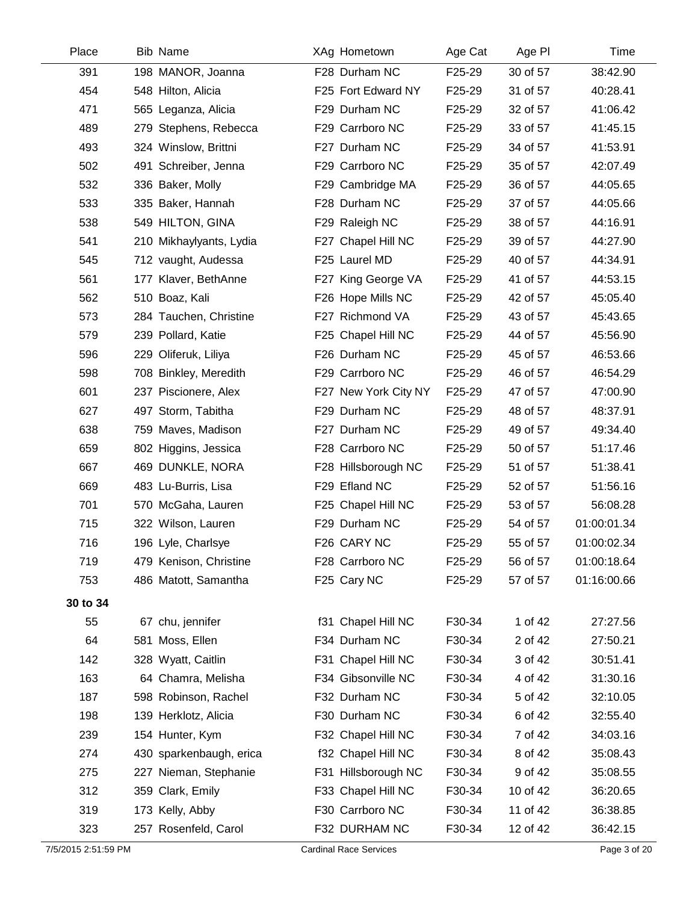| Place | Bib | Name | XAg | Hometown | Age Cat | Age Pl | Time |
|---|---|---|---|---|---|---|---|
| 391 | 198 | MANOR, Joanna | F28 | Durham NC | F25-29 | 30 of 57 | 38:42.90 |
| 454 | 548 | Hilton, Alicia | F25 | Fort Edward NY | F25-29 | 31 of 57 | 40:28.41 |
| 471 | 565 | Leganza, Alicia | F29 | Durham NC | F25-29 | 32 of 57 | 41:06.42 |
| 489 | 279 | Stephens, Rebecca | F29 | Carrboro NC | F25-29 | 33 of 57 | 41:45.15 |
| 493 | 324 | Winslow, Brittni | F27 | Durham NC | F25-29 | 34 of 57 | 41:53.91 |
| 502 | 491 | Schreiber, Jenna | F29 | Carrboro NC | F25-29 | 35 of 57 | 42:07.49 |
| 532 | 336 | Baker, Molly | F29 | Cambridge MA | F25-29 | 36 of 57 | 44:05.65 |
| 533 | 335 | Baker, Hannah | F28 | Durham NC | F25-29 | 37 of 57 | 44:05.66 |
| 538 | 549 | HILTON, GINA | F29 | Raleigh NC | F25-29 | 38 of 57 | 44:16.91 |
| 541 | 210 | Mikhaylyants, Lydia | F27 | Chapel Hill NC | F25-29 | 39 of 57 | 44:27.90 |
| 545 | 712 | vaught, Audessa | F25 | Laurel MD | F25-29 | 40 of 57 | 44:34.91 |
| 561 | 177 | Klaver, BethAnne | F27 | King George VA | F25-29 | 41 of 57 | 44:53.15 |
| 562 | 510 | Boaz, Kali | F26 | Hope Mills NC | F25-29 | 42 of 57 | 45:05.40 |
| 573 | 284 | Tauchen, Christine | F27 | Richmond VA | F25-29 | 43 of 57 | 45:43.65 |
| 579 | 239 | Pollard, Katie | F25 | Chapel Hill NC | F25-29 | 44 of 57 | 45:56.90 |
| 596 | 229 | Oliferuk, Liliya | F26 | Durham NC | F25-29 | 45 of 57 | 46:53.66 |
| 598 | 708 | Binkley, Meredith | F29 | Carrboro NC | F25-29 | 46 of 57 | 46:54.29 |
| 601 | 237 | Piscionere, Alex | F27 | New York City NY | F25-29 | 47 of 57 | 47:00.90 |
| 627 | 497 | Storm, Tabitha | F29 | Durham NC | F25-29 | 48 of 57 | 48:37.91 |
| 638 | 759 | Maves, Madison | F27 | Durham NC | F25-29 | 49 of 57 | 49:34.40 |
| 659 | 802 | Higgins, Jessica | F28 | Carrboro NC | F25-29 | 50 of 57 | 51:17.46 |
| 667 | 469 | DUNKLE, NORA | F28 | Hillsborough NC | F25-29 | 51 of 57 | 51:38.41 |
| 669 | 483 | Lu-Burris, Lisa | F29 | Efland NC | F25-29 | 52 of 57 | 51:56.16 |
| 701 | 570 | McGaha, Lauren | F25 | Chapel Hill NC | F25-29 | 53 of 57 | 56:08.28 |
| 715 | 322 | Wilson, Lauren | F29 | Durham NC | F25-29 | 54 of 57 | 01:00:01.34 |
| 716 | 196 | Lyle, Charlsye | F26 | CARY NC | F25-29 | 55 of 57 | 01:00:02.34 |
| 719 | 479 | Kenison, Christine | F28 | Carrboro NC | F25-29 | 56 of 57 | 01:00:18.64 |
| 753 | 486 | Matott, Samantha | F25 | Cary NC | F25-29 | 57 of 57 | 01:16:00.66 |
| **30 to 34** | | | | | | | |
| 55 | 67 | chu, jennifer | f31 | Chapel Hill NC | F30-34 | 1 of 42 | 27:27.56 |
| 64 | 581 | Moss, Ellen | F34 | Durham NC | F30-34 | 2 of 42 | 27:50.21 |
| 142 | 328 | Wyatt, Caitlin | F31 | Chapel Hill NC | F30-34 | 3 of 42 | 30:51.41 |
| 163 | 64 | Chamra, Melisha | F34 | Gibsonville NC | F30-34 | 4 of 42 | 31:30.16 |
| 187 | 598 | Robinson, Rachel | F32 | Durham NC | F30-34 | 5 of 42 | 32:10.05 |
| 198 | 139 | Herklotz, Alicia | F30 | Durham NC | F30-34 | 6 of 42 | 32:55.40 |
| 239 | 154 | Hunter, Kym | F32 | Chapel Hill NC | F30-34 | 7 of 42 | 34:03.16 |
| 274 | 430 | sparkenbaugh, erica | f32 | Chapel Hill NC | F30-34 | 8 of 42 | 35:08.43 |
| 275 | 227 | Nieman, Stephanie | F31 | Hillsborough NC | F30-34 | 9 of 42 | 35:08.55 |
| 312 | 359 | Clark, Emily | F33 | Chapel Hill NC | F30-34 | 10 of 42 | 36:20.65 |
| 319 | 173 | Kelly, Abby | F30 | Carrboro NC | F30-34 | 11 of 42 | 36:38.85 |
| 323 | 257 | Rosenfeld, Carol | F32 | DURHAM NC | F30-34 | 12 of 42 | 36:42.15 |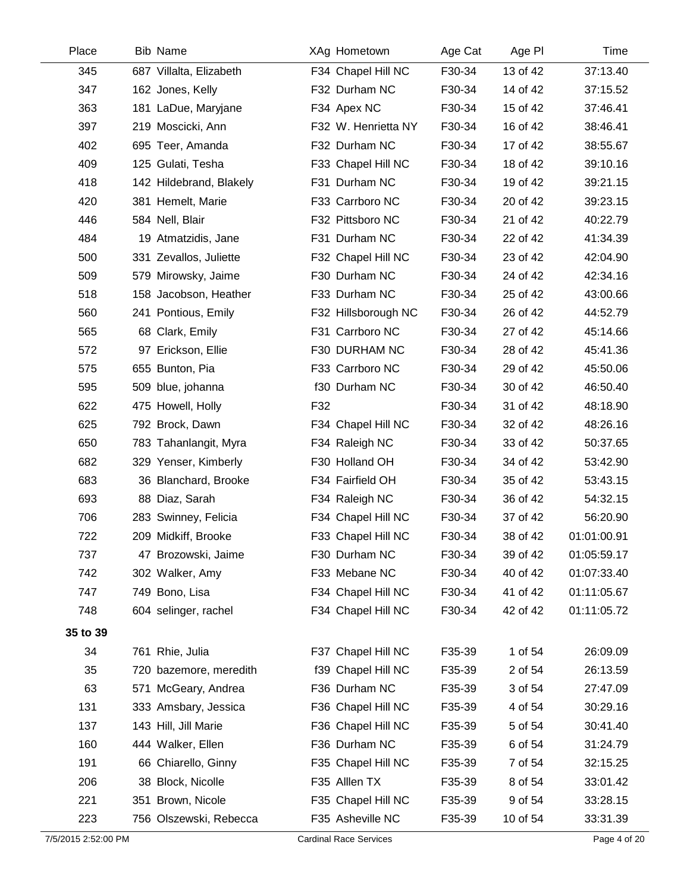| Place | Bib | Name | XAg | Hometown | Age Cat | Age Pl | Time |
|---|---|---|---|---|---|---|---|
| 345 | 687 | Villalta, Elizabeth | F34 | Chapel Hill NC | F30-34 | 13 of 42 | 37:13.40 |
| 347 | 162 | Jones, Kelly | F32 | Durham NC | F30-34 | 14 of 42 | 37:15.52 |
| 363 | 181 | LaDue, Maryjane | F34 | Apex NC | F30-34 | 15 of 42 | 37:46.41 |
| 397 | 219 | Moscicki, Ann | F32 | W. Henrietta NY | F30-34 | 16 of 42 | 38:46.41 |
| 402 | 695 | Teer, Amanda | F32 | Durham NC | F30-34 | 17 of 42 | 38:55.67 |
| 409 | 125 | Gulati, Tesha | F33 | Chapel Hill NC | F30-34 | 18 of 42 | 39:10.16 |
| 418 | 142 | Hildebrand, Blakely | F31 | Durham NC | F30-34 | 19 of 42 | 39:21.15 |
| 420 | 381 | Hemelt, Marie | F33 | Carrboro NC | F30-34 | 20 of 42 | 39:23.15 |
| 446 | 584 | Nell, Blair | F32 | Pittsboro NC | F30-34 | 21 of 42 | 40:22.79 |
| 484 | 19 | Atmatzidis, Jane | F31 | Durham NC | F30-34 | 22 of 42 | 41:34.39 |
| 500 | 331 | Zevallos, Juliette | F32 | Chapel Hill NC | F30-34 | 23 of 42 | 42:04.90 |
| 509 | 579 | Mirowsky, Jaime | F30 | Durham NC | F30-34 | 24 of 42 | 42:34.16 |
| 518 | 158 | Jacobson, Heather | F33 | Durham NC | F30-34 | 25 of 42 | 43:00.66 |
| 560 | 241 | Pontious, Emily | F32 | Hillsborough NC | F30-34 | 26 of 42 | 44:52.79 |
| 565 | 68 | Clark, Emily | F31 | Carrboro NC | F30-34 | 27 of 42 | 45:14.66 |
| 572 | 97 | Erickson, Ellie | F30 | DURHAM NC | F30-34 | 28 of 42 | 45:41.36 |
| 575 | 655 | Bunton, Pia | F33 | Carrboro NC | F30-34 | 29 of 42 | 45:50.06 |
| 595 | 509 | blue, johanna | f30 | Durham NC | F30-34 | 30 of 42 | 46:50.40 |
| 622 | 475 | Howell, Holly | F32 | | F30-34 | 31 of 42 | 48:18.90 |
| 625 | 792 | Brock, Dawn | F34 | Chapel Hill NC | F30-34 | 32 of 42 | 48:26.16 |
| 650 | 783 | Tahanlangit, Myra | F34 | Raleigh NC | F30-34 | 33 of 42 | 50:37.65 |
| 682 | 329 | Yenser, Kimberly | F30 | Holland OH | F30-34 | 34 of 42 | 53:42.90 |
| 683 | 36 | Blanchard, Brooke | F34 | Fairfield OH | F30-34 | 35 of 42 | 53:43.15 |
| 693 | 88 | Diaz, Sarah | F34 | Raleigh NC | F30-34 | 36 of 42 | 54:32.15 |
| 706 | 283 | Swinney, Felicia | F34 | Chapel Hill NC | F30-34 | 37 of 42 | 56:20.90 |
| 722 | 209 | Midkiff, Brooke | F33 | Chapel Hill NC | F30-34 | 38 of 42 | 01:01:00.91 |
| 737 | 47 | Brozowski, Jaime | F30 | Durham NC | F30-34 | 39 of 42 | 01:05:59.17 |
| 742 | 302 | Walker, Amy | F33 | Mebane NC | F30-34 | 40 of 42 | 01:07:33.40 |
| 747 | 749 | Bono, Lisa | F34 | Chapel Hill NC | F30-34 | 41 of 42 | 01:11:05.67 |
| 748 | 604 | selinger, rachel | F34 | Chapel Hill NC | F30-34 | 42 of 42 | 01:11:05.72 |
| **35 to 39** | | | | | | | |
| 34 | 761 | Rhie, Julia | F37 | Chapel Hill NC | F35-39 | 1 of 54 | 26:09.09 |
| 35 | 720 | bazemore, meredith | f39 | Chapel Hill NC | F35-39 | 2 of 54 | 26:13.59 |
| 63 | 571 | McGeary, Andrea | F36 | Durham NC | F35-39 | 3 of 54 | 27:47.09 |
| 131 | 333 | Amsbary, Jessica | F36 | Chapel Hill NC | F35-39 | 4 of 54 | 30:29.16 |
| 137 | 143 | Hill, Jill Marie | F36 | Chapel Hill NC | F35-39 | 5 of 54 | 30:41.40 |
| 160 | 444 | Walker, Ellen | F36 | Durham NC | F35-39 | 6 of 54 | 31:24.79 |
| 191 | 66 | Chiarello, Ginny | F35 | Chapel Hill NC | F35-39 | 7 of 54 | 32:15.25 |
| 206 | 38 | Block, Nicolle | F35 | Alllen TX | F35-39 | 8 of 54 | 33:01.42 |
| 221 | 351 | Brown, Nicole | F35 | Chapel Hill NC | F35-39 | 9 of 54 | 33:28.15 |
| 223 | 756 | Olszewski, Rebecca | F35 | Asheville NC | F35-39 | 10 of 54 | 33:31.39 |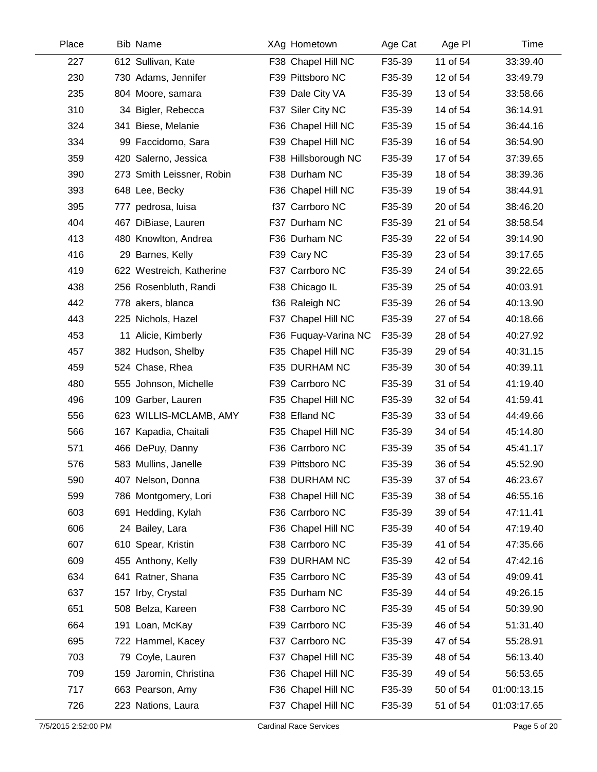| Place | Bib | Name | XAg | Hometown | Age Cat | Age Pl | Time |
|---|---|---|---|---|---|---|---|
| 227 | 612 | Sullivan, Kate | F38 | Chapel Hill NC | F35-39 | 11 of 54 | 33:39.40 |
| 230 | 730 | Adams, Jennifer | F39 | Pittsboro NC | F35-39 | 12 of 54 | 33:49.79 |
| 235 | 804 | Moore, samara | F39 | Dale City VA | F35-39 | 13 of 54 | 33:58.66 |
| 310 | 34 | Bigler, Rebecca | F37 | Siler City NC | F35-39 | 14 of 54 | 36:14.91 |
| 324 | 341 | Biese, Melanie | F36 | Chapel Hill NC | F35-39 | 15 of 54 | 36:44.16 |
| 334 | 99 | Faccidomo, Sara | F39 | Chapel Hill NC | F35-39 | 16 of 54 | 36:54.90 |
| 359 | 420 | Salerno, Jessica | F38 | Hillsborough NC | F35-39 | 17 of 54 | 37:39.65 |
| 390 | 273 | Smith Leissner, Robin | F38 | Durham NC | F35-39 | 18 of 54 | 38:39.36 |
| 393 | 648 | Lee, Becky | F36 | Chapel Hill NC | F35-39 | 19 of 54 | 38:44.91 |
| 395 | 777 | pedrosa, luisa | f37 | Carrboro NC | F35-39 | 20 of 54 | 38:46.20 |
| 404 | 467 | DiBiase, Lauren | F37 | Durham NC | F35-39 | 21 of 54 | 38:58.54 |
| 413 | 480 | Knowlton, Andrea | F36 | Durham NC | F35-39 | 22 of 54 | 39:14.90 |
| 416 | 29 | Barnes, Kelly | F39 | Cary NC | F35-39 | 23 of 54 | 39:17.65 |
| 419 | 622 | Westreich, Katherine | F37 | Carrboro NC | F35-39 | 24 of 54 | 39:22.65 |
| 438 | 256 | Rosenbluth, Randi | F38 | Chicago IL | F35-39 | 25 of 54 | 40:03.91 |
| 442 | 778 | akers, blanca | f36 | Raleigh NC | F35-39 | 26 of 54 | 40:13.90 |
| 443 | 225 | Nichols, Hazel | F37 | Chapel Hill NC | F35-39 | 27 of 54 | 40:18.66 |
| 453 | 11 | Alicie, Kimberly | F36 | Fuquay-Varina NC | F35-39 | 28 of 54 | 40:27.92 |
| 457 | 382 | Hudson, Shelby | F35 | Chapel Hill NC | F35-39 | 29 of 54 | 40:31.15 |
| 459 | 524 | Chase, Rhea | F35 | DURHAM NC | F35-39 | 30 of 54 | 40:39.11 |
| 480 | 555 | Johnson, Michelle | F39 | Carrboro NC | F35-39 | 31 of 54 | 41:19.40 |
| 496 | 109 | Garber, Lauren | F35 | Chapel Hill NC | F35-39 | 32 of 54 | 41:59.41 |
| 556 | 623 | WILLIS-MCLAMB, AMY | F38 | Efland NC | F35-39 | 33 of 54 | 44:49.66 |
| 566 | 167 | Kapadia, Chaitali | F35 | Chapel Hill NC | F35-39 | 34 of 54 | 45:14.80 |
| 571 | 466 | DePuy, Danny | F36 | Carrboro NC | F35-39 | 35 of 54 | 45:41.17 |
| 576 | 583 | Mullins, Janelle | F39 | Pittsboro NC | F35-39 | 36 of 54 | 45:52.90 |
| 590 | 407 | Nelson, Donna | F38 | DURHAM NC | F35-39 | 37 of 54 | 46:23.67 |
| 599 | 786 | Montgomery, Lori | F38 | Chapel Hill NC | F35-39 | 38 of 54 | 46:55.16 |
| 603 | 691 | Hedding, Kylah | F36 | Carrboro NC | F35-39 | 39 of 54 | 47:11.41 |
| 606 | 24 | Bailey, Lara | F36 | Chapel Hill NC | F35-39 | 40 of 54 | 47:19.40 |
| 607 | 610 | Spear, Kristin | F38 | Carrboro NC | F35-39 | 41 of 54 | 47:35.66 |
| 609 | 455 | Anthony, Kelly | F39 | DURHAM NC | F35-39 | 42 of 54 | 47:42.16 |
| 634 | 641 | Ratner, Shana | F35 | Carrboro NC | F35-39 | 43 of 54 | 49:09.41 |
| 637 | 157 | Irby, Crystal | F35 | Durham NC | F35-39 | 44 of 54 | 49:26.15 |
| 651 | 508 | Belza, Kareen | F38 | Carrboro NC | F35-39 | 45 of 54 | 50:39.90 |
| 664 | 191 | Loan, McKay | F39 | Carrboro NC | F35-39 | 46 of 54 | 51:31.40 |
| 695 | 722 | Hammel, Kacey | F37 | Carrboro NC | F35-39 | 47 of 54 | 55:28.91 |
| 703 | 79 | Coyle, Lauren | F37 | Chapel Hill NC | F35-39 | 48 of 54 | 56:13.40 |
| 709 | 159 | Jaromin, Christina | F36 | Chapel Hill NC | F35-39 | 49 of 54 | 56:53.65 |
| 717 | 663 | Pearson, Amy | F36 | Chapel Hill NC | F35-39 | 50 of 54 | 01:00:13.15 |
| 726 | 223 | Nations, Laura | F37 | Chapel Hill NC | F35-39 | 51 of 54 | 01:03:17.65 |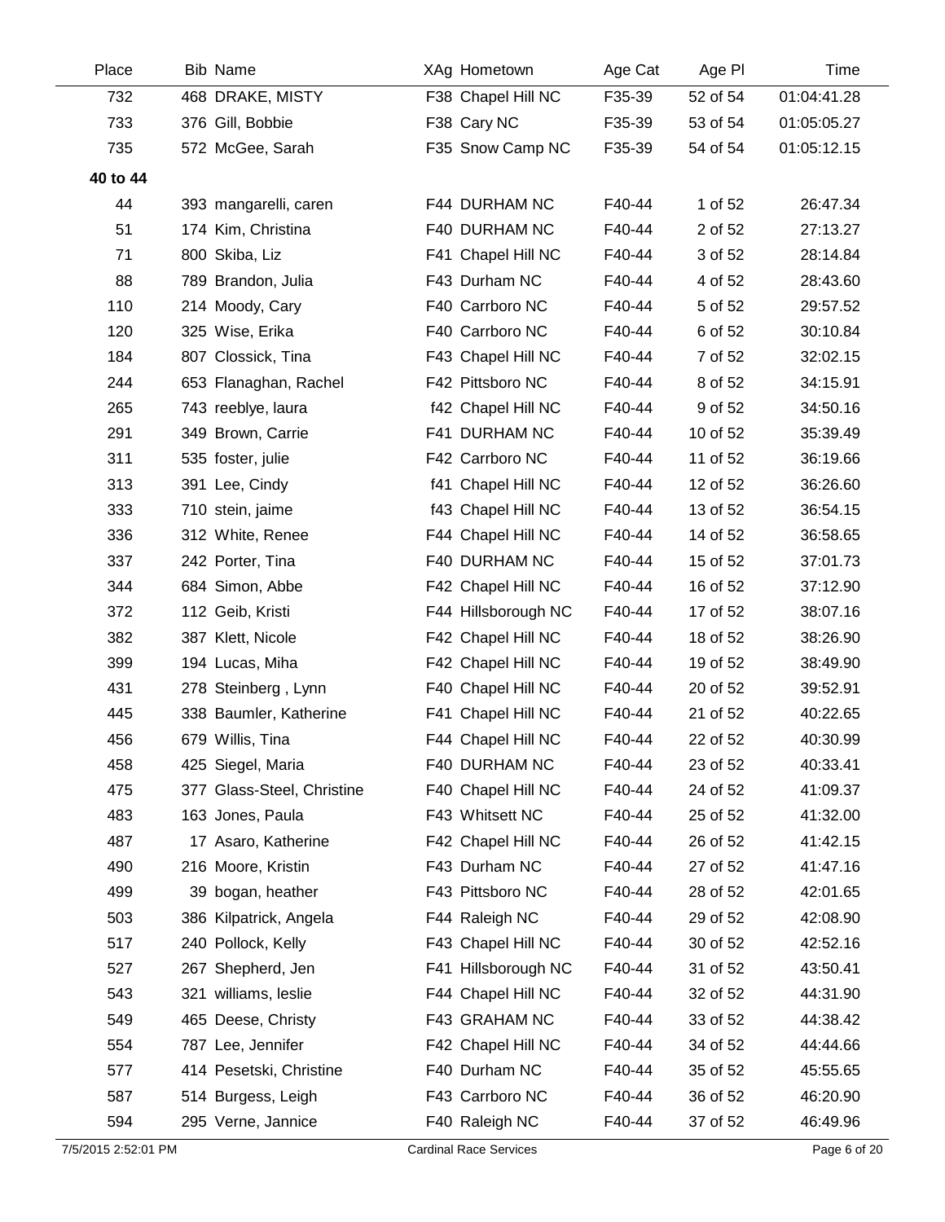| Place | Bib | Name | XAg | Hometown | Age Cat | Age Pl | Time |
|---|---|---|---|---|---|---|---|
| 732 | 468 | DRAKE, MISTY | F38 | Chapel Hill NC | F35-39 | 52 of 54 | 01:04:41.28 |
| 733 | 376 | Gill, Bobbie | F38 | Cary NC | F35-39 | 53 of 54 | 01:05:05.27 |
| 735 | 572 | McGee, Sarah | F35 | Snow Camp NC | F35-39 | 54 of 54 | 01:05:12.15 |
| **40 to 44** | | | | | | | |
| 44 | 393 | mangarelli, caren | F44 | DURHAM NC | F40-44 | 1 of 52 | 26:47.34 |
| 51 | 174 | Kim, Christina | F40 | DURHAM NC | F40-44 | 2 of 52 | 27:13.27 |
| 71 | 800 | Skiba, Liz | F41 | Chapel Hill NC | F40-44 | 3 of 52 | 28:14.84 |
| 88 | 789 | Brandon, Julia | F43 | Durham NC | F40-44 | 4 of 52 | 28:43.60 |
| 110 | 214 | Moody, Cary | F40 | Carrboro NC | F40-44 | 5 of 52 | 29:57.52 |
| 120 | 325 | Wise, Erika | F40 | Carrboro NC | F40-44 | 6 of 52 | 30:10.84 |
| 184 | 807 | Clossick, Tina | F43 | Chapel Hill NC | F40-44 | 7 of 52 | 32:02.15 |
| 244 | 653 | Flanaghan, Rachel | F42 | Pittsboro NC | F40-44 | 8 of 52 | 34:15.91 |
| 265 | 743 | reeblye, laura | f42 | Chapel Hill NC | F40-44 | 9 of 52 | 34:50.16 |
| 291 | 349 | Brown, Carrie | F41 | DURHAM NC | F40-44 | 10 of 52 | 35:39.49 |
| 311 | 535 | foster, julie | F42 | Carrboro NC | F40-44 | 11 of 52 | 36:19.66 |
| 313 | 391 | Lee, Cindy | f41 | Chapel Hill NC | F40-44 | 12 of 52 | 36:26.60 |
| 333 | 710 | stein, jaime | f43 | Chapel Hill NC | F40-44 | 13 of 52 | 36:54.15 |
| 336 | 312 | White, Renee | F44 | Chapel Hill NC | F40-44 | 14 of 52 | 36:58.65 |
| 337 | 242 | Porter, Tina | F40 | DURHAM NC | F40-44 | 15 of 52 | 37:01.73 |
| 344 | 684 | Simon, Abbe | F42 | Chapel Hill NC | F40-44 | 16 of 52 | 37:12.90 |
| 372 | 112 | Geib, Kristi | F44 | Hillsborough NC | F40-44 | 17 of 52 | 38:07.16 |
| 382 | 387 | Klett, Nicole | F42 | Chapel Hill NC | F40-44 | 18 of 52 | 38:26.90 |
| 399 | 194 | Lucas, Miha | F42 | Chapel Hill NC | F40-44 | 19 of 52 | 38:49.90 |
| 431 | 278 | Steinberg , Lynn | F40 | Chapel Hill NC | F40-44 | 20 of 52 | 39:52.91 |
| 445 | 338 | Baumler, Katherine | F41 | Chapel Hill NC | F40-44 | 21 of 52 | 40:22.65 |
| 456 | 679 | Willis, Tina | F44 | Chapel Hill NC | F40-44 | 22 of 52 | 40:30.99 |
| 458 | 425 | Siegel, Maria | F40 | DURHAM NC | F40-44 | 23 of 52 | 40:33.41 |
| 475 | 377 | Glass-Steel, Christine | F40 | Chapel Hill NC | F40-44 | 24 of 52 | 41:09.37 |
| 483 | 163 | Jones, Paula | F43 | Whitsett NC | F40-44 | 25 of 52 | 41:32.00 |
| 487 | 17 | Asaro, Katherine | F42 | Chapel Hill NC | F40-44 | 26 of 52 | 41:42.15 |
| 490 | 216 | Moore, Kristin | F43 | Durham NC | F40-44 | 27 of 52 | 41:47.16 |
| 499 | 39 | bogan, heather | F43 | Pittsboro NC | F40-44 | 28 of 52 | 42:01.65 |
| 503 | 386 | Kilpatrick, Angela | F44 | Raleigh NC | F40-44 | 29 of 52 | 42:08.90 |
| 517 | 240 | Pollock, Kelly | F43 | Chapel Hill NC | F40-44 | 30 of 52 | 42:52.16 |
| 527 | 267 | Shepherd, Jen | F41 | Hillsborough NC | F40-44 | 31 of 52 | 43:50.41 |
| 543 | 321 | williams, leslie | F44 | Chapel Hill NC | F40-44 | 32 of 52 | 44:31.90 |
| 549 | 465 | Deese, Christy | F43 | GRAHAM NC | F40-44 | 33 of 52 | 44:38.42 |
| 554 | 787 | Lee, Jennifer | F42 | Chapel Hill NC | F40-44 | 34 of 52 | 44:44.66 |
| 577 | 414 | Pesetski, Christine | F40 | Durham NC | F40-44 | 35 of 52 | 45:55.65 |
| 587 | 514 | Burgess, Leigh | F43 | Carrboro NC | F40-44 | 36 of 52 | 46:20.90 |
| 594 | 295 | Verne, Jannice | F40 | Raleigh NC | F40-44 | 37 of 52 | 46:49.96 |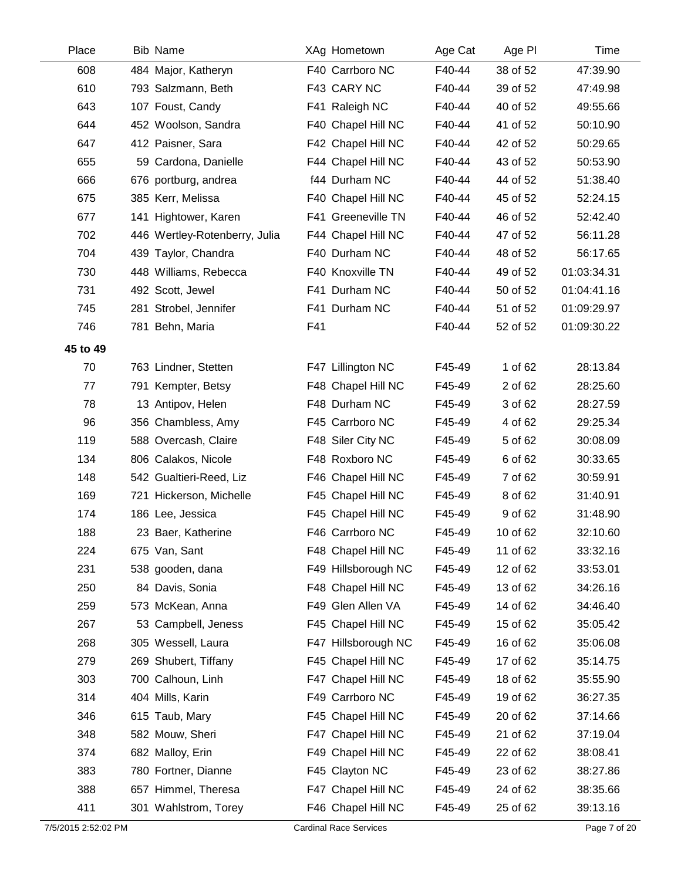| Place | Bib | Name | XAg | Hometown | Age Cat | Age Pl | Time |
|---|---|---|---|---|---|---|---|
| 608 | 484 | Major, Katheryn | F40 | Carrboro NC | F40-44 | 38 of 52 | 47:39.90 |
| 610 | 793 | Salzmann, Beth | F43 | CARY NC | F40-44 | 39 of 52 | 47:49.98 |
| 643 | 107 | Foust, Candy | F41 | Raleigh NC | F40-44 | 40 of 52 | 49:55.66 |
| 644 | 452 | Woolson, Sandra | F40 | Chapel Hill NC | F40-44 | 41 of 52 | 50:10.90 |
| 647 | 412 | Paisner, Sara | F42 | Chapel Hill NC | F40-44 | 42 of 52 | 50:29.65 |
| 655 | 59 | Cardona, Danielle | F44 | Chapel Hill NC | F40-44 | 43 of 52 | 50:53.90 |
| 666 | 676 | portburg, andrea | f44 | Durham NC | F40-44 | 44 of 52 | 51:38.40 |
| 675 | 385 | Kerr, Melissa | F40 | Chapel Hill NC | F40-44 | 45 of 52 | 52:24.15 |
| 677 | 141 | Hightower, Karen | F41 | Greeneville TN | F40-44 | 46 of 52 | 52:42.40 |
| 702 | 446 | Wertley-Rotenberry, Julia | F44 | Chapel Hill NC | F40-44 | 47 of 52 | 56:11.28 |
| 704 | 439 | Taylor, Chandra | F40 | Durham NC | F40-44 | 48 of 52 | 56:17.65 |
| 730 | 448 | Williams, Rebecca | F40 | Knoxville TN | F40-44 | 49 of 52 | 01:03:34.31 |
| 731 | 492 | Scott, Jewel | F41 | Durham NC | F40-44 | 50 of 52 | 01:04:41.16 |
| 745 | 281 | Strobel, Jennifer | F41 | Durham NC | F40-44 | 51 of 52 | 01:09:29.97 |
| 746 | 781 | Behn, Maria | F41 | | F40-44 | 52 of 52 | 01:09:30.22 |
| **45 to 49** | | | | | | | |
| 70 | 763 | Lindner, Stetten | F47 | Lillington NC | F45-49 | 1 of 62 | 28:13.84 |
| 77 | 791 | Kempter, Betsy | F48 | Chapel Hill NC | F45-49 | 2 of 62 | 28:25.60 |
| 78 | 13 | Antipov, Helen | F48 | Durham NC | F45-49 | 3 of 62 | 28:27.59 |
| 96 | 356 | Chambless, Amy | F45 | Carrboro NC | F45-49 | 4 of 62 | 29:25.34 |
| 119 | 588 | Overcash, Claire | F48 | Siler City NC | F45-49 | 5 of 62 | 30:08.09 |
| 134 | 806 | Calakos, Nicole | F48 | Roxboro NC | F45-49 | 6 of 62 | 30:33.65 |
| 148 | 542 | Gualtieri-Reed, Liz | F46 | Chapel Hill NC | F45-49 | 7 of 62 | 30:59.91 |
| 169 | 721 | Hickerson, Michelle | F45 | Chapel Hill NC | F45-49 | 8 of 62 | 31:40.91 |
| 174 | 186 | Lee, Jessica | F45 | Chapel Hill NC | F45-49 | 9 of 62 | 31:48.90 |
| 188 | 23 | Baer, Katherine | F46 | Carrboro NC | F45-49 | 10 of 62 | 32:10.60 |
| 224 | 675 | Van, Sant | F48 | Chapel Hill NC | F45-49 | 11 of 62 | 33:32.16 |
| 231 | 538 | gooden, dana | F49 | Hillsborough NC | F45-49 | 12 of 62 | 33:53.01 |
| 250 | 84 | Davis, Sonia | F48 | Chapel Hill NC | F45-49 | 13 of 62 | 34:26.16 |
| 259 | 573 | McKean, Anna | F49 | Glen Allen VA | F45-49 | 14 of 62 | 34:46.40 |
| 267 | 53 | Campbell, Jeness | F45 | Chapel Hill NC | F45-49 | 15 of 62 | 35:05.42 |
| 268 | 305 | Wessell, Laura | F47 | Hillsborough NC | F45-49 | 16 of 62 | 35:06.08 |
| 279 | 269 | Shubert, Tiffany | F45 | Chapel Hill NC | F45-49 | 17 of 62 | 35:14.75 |
| 303 | 700 | Calhoun, Linh | F47 | Chapel Hill NC | F45-49 | 18 of 62 | 35:55.90 |
| 314 | 404 | Mills, Karin | F49 | Carrboro NC | F45-49 | 19 of 62 | 36:27.35 |
| 346 | 615 | Taub, Mary | F45 | Chapel Hill NC | F45-49 | 20 of 62 | 37:14.66 |
| 348 | 582 | Mouw, Sheri | F47 | Chapel Hill NC | F45-49 | 21 of 62 | 37:19.04 |
| 374 | 682 | Malloy, Erin | F49 | Chapel Hill NC | F45-49 | 22 of 62 | 38:08.41 |
| 383 | 780 | Fortner, Dianne | F45 | Clayton NC | F45-49 | 23 of 62 | 38:27.86 |
| 388 | 657 | Himmel, Theresa | F47 | Chapel Hill NC | F45-49 | 24 of 62 | 38:35.66 |
| 411 | 301 | Wahlstrom, Torey | F46 | Chapel Hill NC | F45-49 | 25 of 62 | 39:13.16 |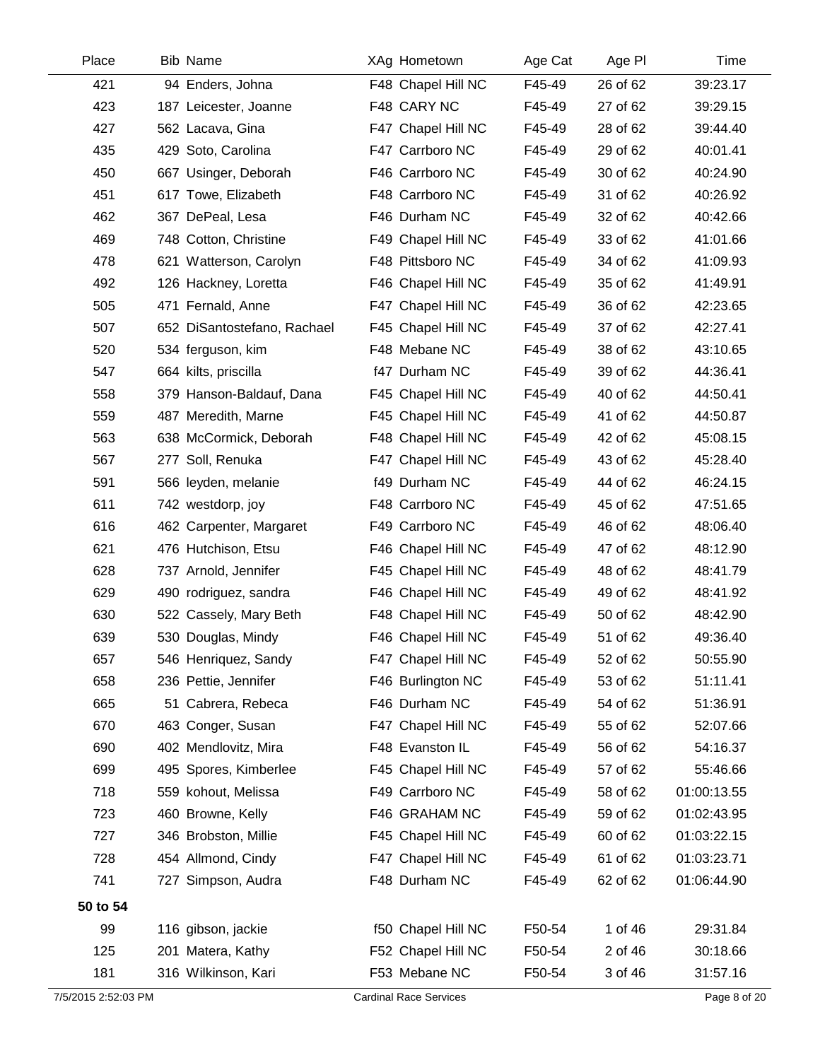| Place | Bib | Name | XAg | Hometown | Age Cat | Age Pl | Time |
|---|---|---|---|---|---|---|---|
| 421 | 94 | Enders, Johna | F48 | Chapel Hill NC | F45-49 | 26 of 62 | 39:23.17 |
| 423 | 187 | Leicester, Joanne | F48 | CARY NC | F45-49 | 27 of 62 | 39:29.15 |
| 427 | 562 | Lacava, Gina | F47 | Chapel Hill NC | F45-49 | 28 of 62 | 39:44.40 |
| 435 | 429 | Soto, Carolina | F47 | Carrboro NC | F45-49 | 29 of 62 | 40:01.41 |
| 450 | 667 | Usinger, Deborah | F46 | Carrboro NC | F45-49 | 30 of 62 | 40:24.90 |
| 451 | 617 | Towe, Elizabeth | F48 | Carrboro NC | F45-49 | 31 of 62 | 40:26.92 |
| 462 | 367 | DePeal, Lesa | F46 | Durham NC | F45-49 | 32 of 62 | 40:42.66 |
| 469 | 748 | Cotton, Christine | F49 | Chapel Hill NC | F45-49 | 33 of 62 | 41:01.66 |
| 478 | 621 | Watterson, Carolyn | F48 | Pittsboro NC | F45-49 | 34 of 62 | 41:09.93 |
| 492 | 126 | Hackney, Loretta | F46 | Chapel Hill NC | F45-49 | 35 of 62 | 41:49.91 |
| 505 | 471 | Fernald, Anne | F47 | Chapel Hill NC | F45-49 | 36 of 62 | 42:23.65 |
| 507 | 652 | DiSantostefano, Rachael | F45 | Chapel Hill NC | F45-49 | 37 of 62 | 42:27.41 |
| 520 | 534 | ferguson, kim | F48 | Mebane NC | F45-49 | 38 of 62 | 43:10.65 |
| 547 | 664 | kilts, priscilla | f47 | Durham NC | F45-49 | 39 of 62 | 44:36.41 |
| 558 | 379 | Hanson-Baldauf, Dana | F45 | Chapel Hill NC | F45-49 | 40 of 62 | 44:50.41 |
| 559 | 487 | Meredith, Marne | F45 | Chapel Hill NC | F45-49 | 41 of 62 | 44:50.87 |
| 563 | 638 | McCormick, Deborah | F48 | Chapel Hill NC | F45-49 | 42 of 62 | 45:08.15 |
| 567 | 277 | Soll, Renuka | F47 | Chapel Hill NC | F45-49 | 43 of 62 | 45:28.40 |
| 591 | 566 | leyden, melanie | f49 | Durham NC | F45-49 | 44 of 62 | 46:24.15 |
| 611 | 742 | westdorp, joy | F48 | Carrboro NC | F45-49 | 45 of 62 | 47:51.65 |
| 616 | 462 | Carpenter, Margaret | F49 | Carrboro NC | F45-49 | 46 of 62 | 48:06.40 |
| 621 | 476 | Hutchison, Etsu | F46 | Chapel Hill NC | F45-49 | 47 of 62 | 48:12.90 |
| 628 | 737 | Arnold, Jennifer | F45 | Chapel Hill NC | F45-49 | 48 of 62 | 48:41.79 |
| 629 | 490 | rodriguez, sandra | F46 | Chapel Hill NC | F45-49 | 49 of 62 | 48:41.92 |
| 630 | 522 | Cassely, Mary Beth | F48 | Chapel Hill NC | F45-49 | 50 of 62 | 48:42.90 |
| 639 | 530 | Douglas, Mindy | F46 | Chapel Hill NC | F45-49 | 51 of 62 | 49:36.40 |
| 657 | 546 | Henriquez, Sandy | F47 | Chapel Hill NC | F45-49 | 52 of 62 | 50:55.90 |
| 658 | 236 | Pettie, Jennifer | F46 | Burlington NC | F45-49 | 53 of 62 | 51:11.41 |
| 665 | 51 | Cabrera, Rebeca | F46 | Durham NC | F45-49 | 54 of 62 | 51:36.91 |
| 670 | 463 | Conger, Susan | F47 | Chapel Hill NC | F45-49 | 55 of 62 | 52:07.66 |
| 690 | 402 | Mendlovitz, Mira | F48 | Evanston IL | F45-49 | 56 of 62 | 54:16.37 |
| 699 | 495 | Spores, Kimberlee | F45 | Chapel Hill NC | F45-49 | 57 of 62 | 55:46.66 |
| 718 | 559 | kohout, Melissa | F49 | Carrboro NC | F45-49 | 58 of 62 | 01:00:13.55 |
| 723 | 460 | Browne, Kelly | F46 | GRAHAM NC | F45-49 | 59 of 62 | 01:02:43.95 |
| 727 | 346 | Brobston, Millie | F45 | Chapel Hill NC | F45-49 | 60 of 62 | 01:03:22.15 |
| 728 | 454 | Allmond, Cindy | F47 | Chapel Hill NC | F45-49 | 61 of 62 | 01:03:23.71 |
| 741 | 727 | Simpson, Audra | F48 | Durham NC | F45-49 | 62 of 62 | 01:06:44.90 |
| **50 to 54** | | | | | | | |
| 99 | 116 | gibson, jackie | f50 | Chapel Hill NC | F50-54 | 1 of 46 | 29:31.84 |
| 125 | 201 | Matera, Kathy | F52 | Chapel Hill NC | F50-54 | 2 of 46 | 30:18.66 |
| 181 | 316 | Wilkinson, Kari | F53 | Mebane NC | F50-54 | 3 of 46 | 31:57.16 |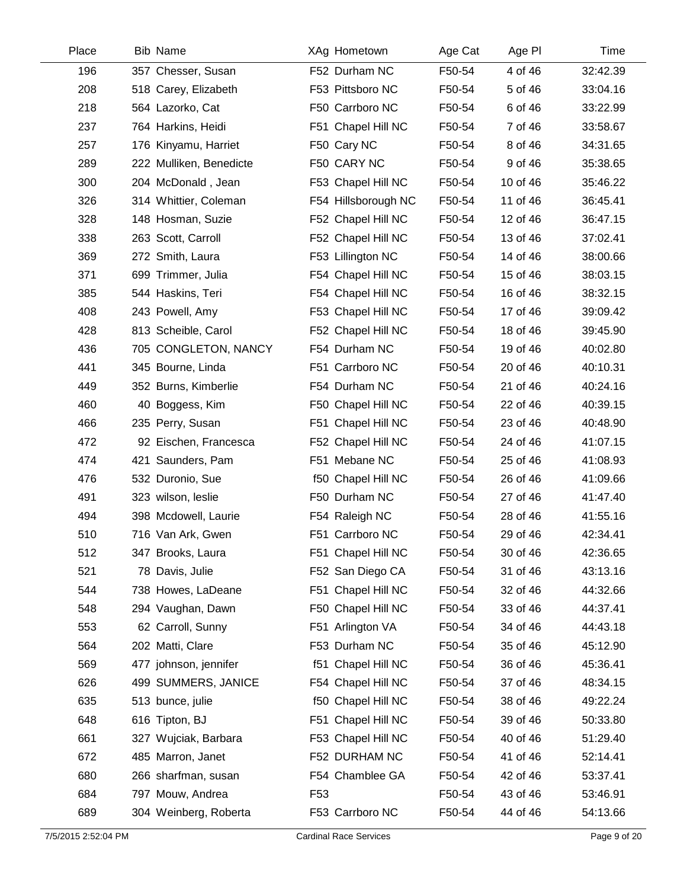| Place | Bib | Name | XAg | Hometown | Age Cat | Age Pl | Time |
|---|---|---|---|---|---|---|---|
| 196 | 357 | Chesser, Susan | F52 | Durham NC | F50-54 | 4 of 46 | 32:42.39 |
| 208 | 518 | Carey, Elizabeth | F53 | Pittsboro NC | F50-54 | 5 of 46 | 33:04.16 |
| 218 | 564 | Lazorko, Cat | F50 | Carrboro NC | F50-54 | 6 of 46 | 33:22.99 |
| 237 | 764 | Harkins, Heidi | F51 | Chapel Hill NC | F50-54 | 7 of 46 | 33:58.67 |
| 257 | 176 | Kinyamu, Harriet | F50 | Cary NC | F50-54 | 8 of 46 | 34:31.65 |
| 289 | 222 | Mulliken, Benedicte | F50 | CARY NC | F50-54 | 9 of 46 | 35:38.65 |
| 300 | 204 | McDonald , Jean | F53 | Chapel Hill NC | F50-54 | 10 of 46 | 35:46.22 |
| 326 | 314 | Whittier, Coleman | F54 | Hillsborough NC | F50-54 | 11 of 46 | 36:45.41 |
| 328 | 148 | Hosman, Suzie | F52 | Chapel Hill NC | F50-54 | 12 of 46 | 36:47.15 |
| 338 | 263 | Scott, Carroll | F52 | Chapel Hill NC | F50-54 | 13 of 46 | 37:02.41 |
| 369 | 272 | Smith, Laura | F53 | Lillington NC | F50-54 | 14 of 46 | 38:00.66 |
| 371 | 699 | Trimmer, Julia | F54 | Chapel Hill NC | F50-54 | 15 of 46 | 38:03.15 |
| 385 | 544 | Haskins, Teri | F54 | Chapel Hill NC | F50-54 | 16 of 46 | 38:32.15 |
| 408 | 243 | Powell, Amy | F53 | Chapel Hill NC | F50-54 | 17 of 46 | 39:09.42 |
| 428 | 813 | Scheible, Carol | F52 | Chapel Hill NC | F50-54 | 18 of 46 | 39:45.90 |
| 436 | 705 | CONGLETON, NANCY | F54 | Durham NC | F50-54 | 19 of 46 | 40:02.80 |
| 441 | 345 | Bourne, Linda | F51 | Carrboro NC | F50-54 | 20 of 46 | 40:10.31 |
| 449 | 352 | Burns, Kimberlie | F54 | Durham NC | F50-54 | 21 of 46 | 40:24.16 |
| 460 | 40 | Boggess, Kim | F50 | Chapel Hill NC | F50-54 | 22 of 46 | 40:39.15 |
| 466 | 235 | Perry, Susan | F51 | Chapel Hill NC | F50-54 | 23 of 46 | 40:48.90 |
| 472 | 92 | Eischen, Francesca | F52 | Chapel Hill NC | F50-54 | 24 of 46 | 41:07.15 |
| 474 | 421 | Saunders, Pam | F51 | Mebane NC | F50-54 | 25 of 46 | 41:08.93 |
| 476 | 532 | Duronio, Sue | f50 | Chapel Hill NC | F50-54 | 26 of 46 | 41:09.66 |
| 491 | 323 | wilson, leslie | F50 | Durham NC | F50-54 | 27 of 46 | 41:47.40 |
| 494 | 398 | Mcdowell, Laurie | F54 | Raleigh NC | F50-54 | 28 of 46 | 41:55.16 |
| 510 | 716 | Van Ark, Gwen | F51 | Carrboro NC | F50-54 | 29 of 46 | 42:34.41 |
| 512 | 347 | Brooks, Laura | F51 | Chapel Hill NC | F50-54 | 30 of 46 | 42:36.65 |
| 521 | 78 | Davis, Julie | F52 | San Diego CA | F50-54 | 31 of 46 | 43:13.16 |
| 544 | 738 | Howes, LaDeane | F51 | Chapel Hill NC | F50-54 | 32 of 46 | 44:32.66 |
| 548 | 294 | Vaughan, Dawn | F50 | Chapel Hill NC | F50-54 | 33 of 46 | 44:37.41 |
| 553 | 62 | Carroll, Sunny | F51 | Arlington VA | F50-54 | 34 of 46 | 44:43.18 |
| 564 | 202 | Matti, Clare | F53 | Durham NC | F50-54 | 35 of 46 | 45:12.90 |
| 569 | 477 | johnson, jennifer | f51 | Chapel Hill NC | F50-54 | 36 of 46 | 45:36.41 |
| 626 | 499 | SUMMERS, JANICE | F54 | Chapel Hill NC | F50-54 | 37 of 46 | 48:34.15 |
| 635 | 513 | bunce, julie | f50 | Chapel Hill NC | F50-54 | 38 of 46 | 49:22.24 |
| 648 | 616 | Tipton, BJ | F51 | Chapel Hill NC | F50-54 | 39 of 46 | 50:33.80 |
| 661 | 327 | Wujciak, Barbara | F53 | Chapel Hill NC | F50-54 | 40 of 46 | 51:29.40 |
| 672 | 485 | Marron, Janet | F52 | DURHAM NC | F50-54 | 41 of 46 | 52:14.41 |
| 680 | 266 | sharfman, susan | F54 | Chamblee GA | F50-54 | 42 of 46 | 53:37.41 |
| 684 | 797 | Mouw, Andrea | F53 | | F50-54 | 43 of 46 | 53:46.91 |
| 689 | 304 | Weinberg, Roberta | F53 | Carrboro NC | F50-54 | 44 of 46 | 54:13.66 |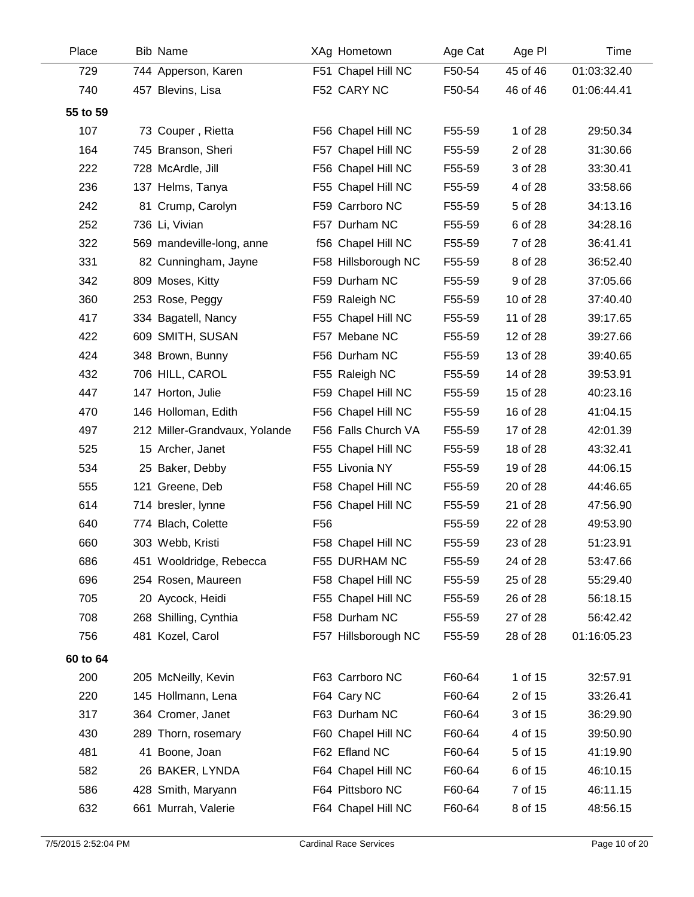| Place | Bib | Name | XAg | Hometown | Age Cat | Age Pl | Time |
|---|---|---|---|---|---|---|---|
| 729 | 744 | Apperson, Karen | F51 | Chapel Hill NC | F50-54 | 45 of 46 | 01:03:32.40 |
| 740 | 457 | Blevins, Lisa | F52 | CARY NC | F50-54 | 46 of 46 | 01:06:44.41 |
| **55 to 59** | | | | | | | |
| 107 | 73 | Couper , Rietta | F56 | Chapel Hill NC | F55-59 | 1 of 28 | 29:50.34 |
| 164 | 745 | Branson, Sheri | F57 | Chapel Hill NC | F55-59 | 2 of 28 | 31:30.66 |
| 222 | 728 | McArdle, Jill | F56 | Chapel Hill NC | F55-59 | 3 of 28 | 33:30.41 |
| 236 | 137 | Helms, Tanya | F55 | Chapel Hill NC | F55-59 | 4 of 28 | 33:58.66 |
| 242 | 81 | Crump, Carolyn | F59 | Carrboro NC | F55-59 | 5 of 28 | 34:13.16 |
| 252 | 736 | Li, Vivian | F57 | Durham NC | F55-59 | 6 of 28 | 34:28.16 |
| 322 | 569 | mandeville-long, anne | f56 | Chapel Hill NC | F55-59 | 7 of 28 | 36:41.41 |
| 331 | 82 | Cunningham, Jayne | F58 | Hillsborough NC | F55-59 | 8 of 28 | 36:52.40 |
| 342 | 809 | Moses, Kitty | F59 | Durham NC | F55-59 | 9 of 28 | 37:05.66 |
| 360 | 253 | Rose, Peggy | F59 | Raleigh NC | F55-59 | 10 of 28 | 37:40.40 |
| 417 | 334 | Bagatell, Nancy | F55 | Chapel Hill NC | F55-59 | 11 of 28 | 39:17.65 |
| 422 | 609 | SMITH, SUSAN | F57 | Mebane NC | F55-59 | 12 of 28 | 39:27.66 |
| 424 | 348 | Brown, Bunny | F56 | Durham NC | F55-59 | 13 of 28 | 39:40.65 |
| 432 | 706 | HILL, CAROL | F55 | Raleigh NC | F55-59 | 14 of 28 | 39:53.91 |
| 447 | 147 | Horton, Julie | F59 | Chapel Hill NC | F55-59 | 15 of 28 | 40:23.16 |
| 470 | 146 | Holloman, Edith | F56 | Chapel Hill NC | F55-59 | 16 of 28 | 41:04.15 |
| 497 | 212 | Miller-Grandvaux, Yolande | F56 | Falls Church VA | F55-59 | 17 of 28 | 42:01.39 |
| 525 | 15 | Archer, Janet | F55 | Chapel Hill NC | F55-59 | 18 of 28 | 43:32.41 |
| 534 | 25 | Baker, Debby | F55 | Livonia NY | F55-59 | 19 of 28 | 44:06.15 |
| 555 | 121 | Greene, Deb | F58 | Chapel Hill NC | F55-59 | 20 of 28 | 44:46.65 |
| 614 | 714 | bresler, lynne | F56 | Chapel Hill NC | F55-59 | 21 of 28 | 47:56.90 |
| 640 | 774 | Blach, Colette | F56 | | F55-59 | 22 of 28 | 49:53.90 |
| 660 | 303 | Webb, Kristi | F58 | Chapel Hill NC | F55-59 | 23 of 28 | 51:23.91 |
| 686 | 451 | Wooldridge, Rebecca | F55 | DURHAM NC | F55-59 | 24 of 28 | 53:47.66 |
| 696 | 254 | Rosen, Maureen | F58 | Chapel Hill NC | F55-59 | 25 of 28 | 55:29.40 |
| 705 | 20 | Aycock, Heidi | F55 | Chapel Hill NC | F55-59 | 26 of 28 | 56:18.15 |
| 708 | 268 | Shilling, Cynthia | F58 | Durham NC | F55-59 | 27 of 28 | 56:42.42 |
| 756 | 481 | Kozel, Carol | F57 | Hillsborough NC | F55-59 | 28 of 28 | 01:16:05.23 |
| **60 to 64** | | | | | | | |
| 200 | 205 | McNeilly, Kevin | F63 | Carrboro NC | F60-64 | 1 of 15 | 32:57.91 |
| 220 | 145 | Hollmann, Lena | F64 | Cary NC | F60-64 | 2 of 15 | 33:26.41 |
| 317 | 364 | Cromer, Janet | F63 | Durham NC | F60-64 | 3 of 15 | 36:29.90 |
| 430 | 289 | Thorn, rosemary | F60 | Chapel Hill NC | F60-64 | 4 of 15 | 39:50.90 |
| 481 | 41 | Boone, Joan | F62 | Efland NC | F60-64 | 5 of 15 | 41:19.90 |
| 582 | 26 | BAKER, LYNDA | F64 | Chapel Hill NC | F60-64 | 6 of 15 | 46:10.15 |
| 586 | 428 | Smith, Maryann | F64 | Pittsboro NC | F60-64 | 7 of 15 | 46:11.15 |
| 632 | 661 | Murrah, Valerie | F64 | Chapel Hill NC | F60-64 | 8 of 15 | 48:56.15 |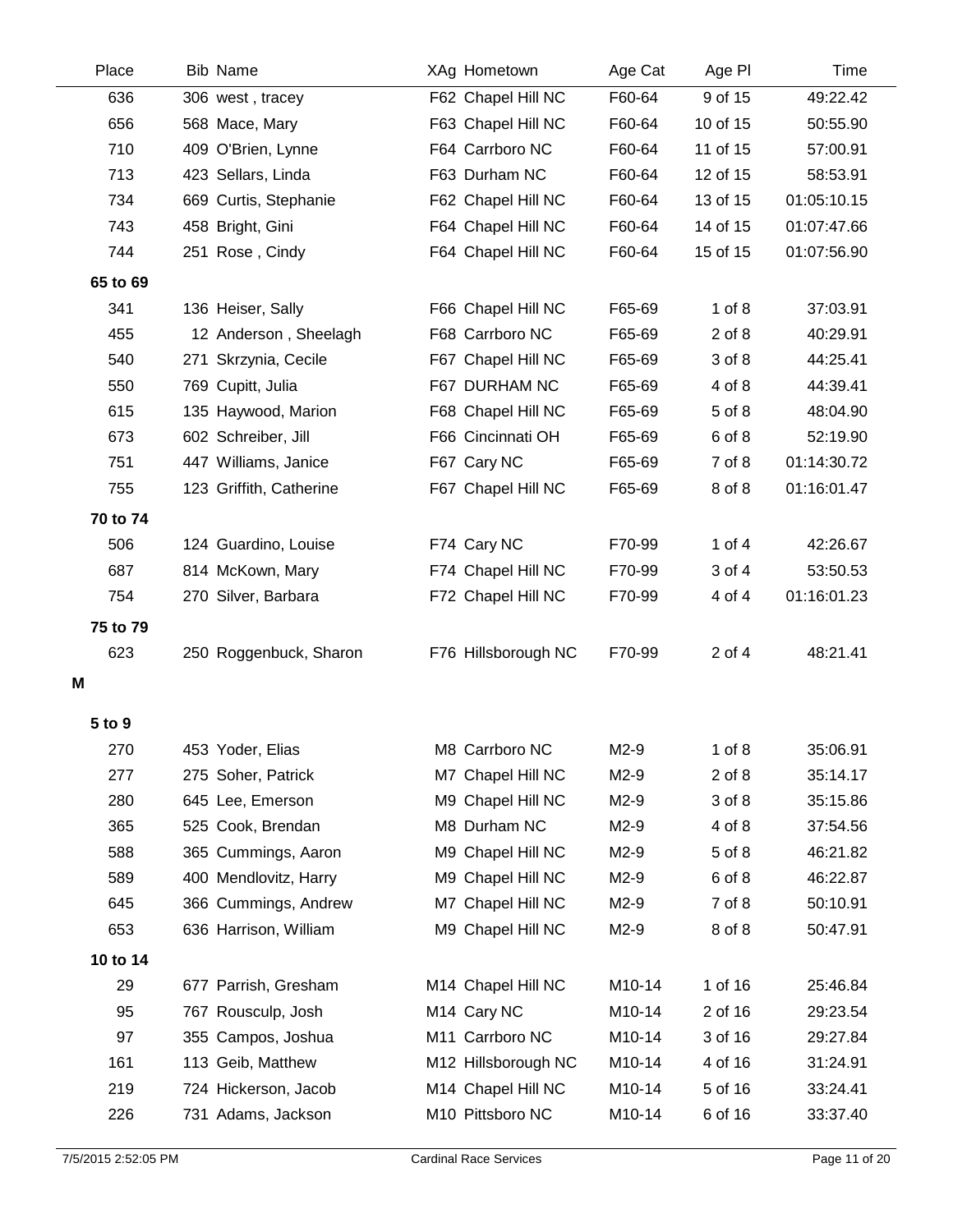| Place | Bib | Name | XAg | Hometown | Age Cat | Age Pl | Time |
|---|---|---|---|---|---|---|---|
| 636 | 306 | west , tracey | F62 | Chapel Hill NC | F60-64 | 9 of 15 | 49:22.42 |
| 656 | 568 | Mace, Mary | F63 | Chapel Hill NC | F60-64 | 10 of 15 | 50:55.90 |
| 710 | 409 | O'Brien, Lynne | F64 | Carrboro NC | F60-64 | 11 of 15 | 57:00.91 |
| 713 | 423 | Sellars, Linda | F63 | Durham NC | F60-64 | 12 of 15 | 58:53.91 |
| 734 | 669 | Curtis, Stephanie | F62 | Chapel Hill NC | F60-64 | 13 of 15 | 01:05:10.15 |
| 743 | 458 | Bright, Gini | F64 | Chapel Hill NC | F60-64 | 14 of 15 | 01:07:47.66 |
| 744 | 251 | Rose , Cindy | F64 | Chapel Hill NC | F60-64 | 15 of 15 | 01:07:56.90 |
| **65 to 69** | | | | | | | |
| 341 | 136 | Heiser, Sally | F66 | Chapel Hill NC | F65-69 | 1 of 8 | 37:03.91 |
| 455 | 12 | Anderson , Sheelagh | F68 | Carrboro NC | F65-69 | 2 of 8 | 40:29.91 |
| 540 | 271 | Skrzynia, Cecile | F67 | Chapel Hill NC | F65-69 | 3 of 8 | 44:25.41 |
| 550 | 769 | Cupitt, Julia | F67 | DURHAM NC | F65-69 | 4 of 8 | 44:39.41 |
| 615 | 135 | Haywood, Marion | F68 | Chapel Hill NC | F65-69 | 5 of 8 | 48:04.90 |
| 673 | 602 | Schreiber, Jill | F66 | Cincinnati OH | F65-69 | 6 of 8 | 52:19.90 |
| 751 | 447 | Williams, Janice | F67 | Cary NC | F65-69 | 7 of 8 | 01:14:30.72 |
| 755 | 123 | Griffith, Catherine | F67 | Chapel Hill NC | F65-69 | 8 of 8 | 01:16:01.47 |
| **70 to 74** | | | | | | | |
| 506 | 124 | Guardino, Louise | F74 | Cary NC | F70-99 | 1 of 4 | 42:26.67 |
| 687 | 814 | McKown, Mary | F74 | Chapel Hill NC | F70-99 | 3 of 4 | 53:50.53 |
| 754 | 270 | Silver, Barbara | F72 | Chapel Hill NC | F70-99 | 4 of 4 | 01:16:01.23 |
| **75 to 79** | | | | | | | |
| 623 | 250 | Roggenbuck, Sharon | F76 | Hillsborough NC | F70-99 | 2 of 4 | 48:21.41 |
| **M** | | | | | | | |
| **5 to 9** | | | | | | | |
| 270 | 453 | Yoder, Elias | M8 | Carrboro NC | M2-9 | 1 of 8 | 35:06.91 |
| 277 | 275 | Soher, Patrick | M7 | Chapel Hill NC | M2-9 | 2 of 8 | 35:14.17 |
| 280 | 645 | Lee, Emerson | M9 | Chapel Hill NC | M2-9 | 3 of 8 | 35:15.86 |
| 365 | 525 | Cook, Brendan | M8 | Durham NC | M2-9 | 4 of 8 | 37:54.56 |
| 588 | 365 | Cummings, Aaron | M9 | Chapel Hill NC | M2-9 | 5 of 8 | 46:21.82 |
| 589 | 400 | Mendlovitz, Harry | M9 | Chapel Hill NC | M2-9 | 6 of 8 | 46:22.87 |
| 645 | 366 | Cummings, Andrew | M7 | Chapel Hill NC | M2-9 | 7 of 8 | 50:10.91 |
| 653 | 636 | Harrison, William | M9 | Chapel Hill NC | M2-9 | 8 of 8 | 50:47.91 |
| **10 to 14** | | | | | | | |
| 29 | 677 | Parrish, Gresham | M14 | Chapel Hill NC | M10-14 | 1 of 16 | 25:46.84 |
| 95 | 767 | Rousculp, Josh | M14 | Cary NC | M10-14 | 2 of 16 | 29:23.54 |
| 97 | 355 | Campos, Joshua | M11 | Carrboro NC | M10-14 | 3 of 16 | 29:27.84 |
| 161 | 113 | Geib, Matthew | M12 | Hillsborough NC | M10-14 | 4 of 16 | 31:24.91 |
| 219 | 724 | Hickerson, Jacob | M14 | Chapel Hill NC | M10-14 | 5 of 16 | 33:24.41 |
| 226 | 731 | Adams, Jackson | M10 | Pittsboro NC | M10-14 | 6 of 16 | 33:37.40 |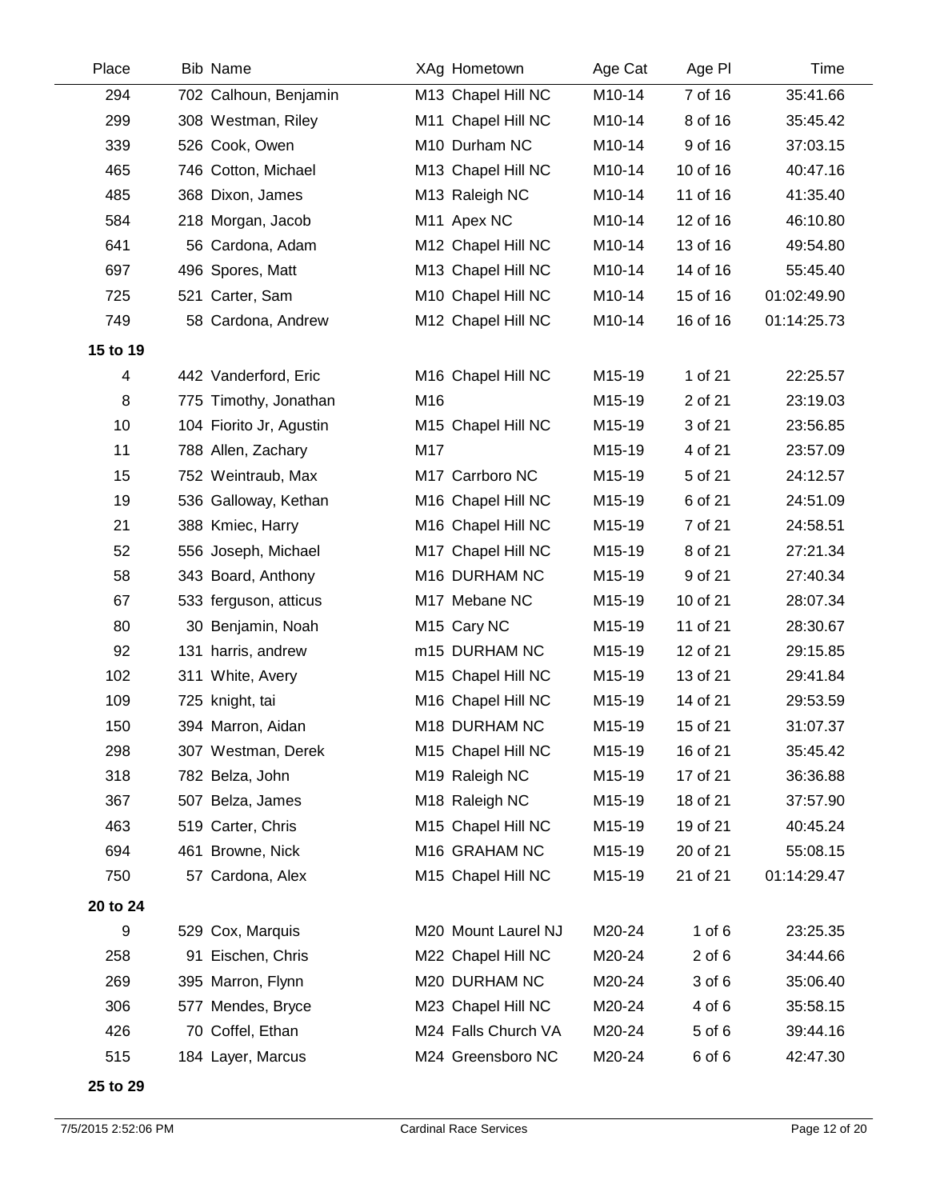| Place | Bib | Name | XAg | Hometown | Age Cat | Age Pl | Time |
|---|---|---|---|---|---|---|---|
| 294 | 702 | Calhoun, Benjamin | M13 | Chapel Hill NC | M10-14 | 7 of 16 | 35:41.66 |
| 299 | 308 | Westman, Riley | M11 | Chapel Hill NC | M10-14 | 8 of 16 | 35:45.42 |
| 339 | 526 | Cook, Owen | M10 | Durham NC | M10-14 | 9 of 16 | 37:03.15 |
| 465 | 746 | Cotton, Michael | M13 | Chapel Hill NC | M10-14 | 10 of 16 | 40:47.16 |
| 485 | 368 | Dixon, James | M13 | Raleigh NC | M10-14 | 11 of 16 | 41:35.40 |
| 584 | 218 | Morgan, Jacob | M11 | Apex NC | M10-14 | 12 of 16 | 46:10.80 |
| 641 | 56 | Cardona, Adam | M12 | Chapel Hill NC | M10-14 | 13 of 16 | 49:54.80 |
| 697 | 496 | Spores, Matt | M13 | Chapel Hill NC | M10-14 | 14 of 16 | 55:45.40 |
| 725 | 521 | Carter, Sam | M10 | Chapel Hill NC | M10-14 | 15 of 16 | 01:02:49.90 |
| 749 | 58 | Cardona, Andrew | M12 | Chapel Hill NC | M10-14 | 16 of 16 | 01:14:25.73 |
| **15 to 19** | | | | | | | |
| 4 | 442 | Vanderford, Eric | M16 | Chapel Hill NC | M15-19 | 1 of 21 | 22:25.57 |
| 8 | 775 | Timothy, Jonathan | M16 | | M15-19 | 2 of 21 | 23:19.03 |
| 10 | 104 | Fiorito Jr, Agustin | M15 | Chapel Hill NC | M15-19 | 3 of 21 | 23:56.85 |
| 11 | 788 | Allen, Zachary | M17 | | M15-19 | 4 of 21 | 23:57.09 |
| 15 | 752 | Weintraub, Max | M17 | Carrboro NC | M15-19 | 5 of 21 | 24:12.57 |
| 19 | 536 | Galloway, Kethan | M16 | Chapel Hill NC | M15-19 | 6 of 21 | 24:51.09 |
| 21 | 388 | Kmiec, Harry | M16 | Chapel Hill NC | M15-19 | 7 of 21 | 24:58.51 |
| 52 | 556 | Joseph, Michael | M17 | Chapel Hill NC | M15-19 | 8 of 21 | 27:21.34 |
| 58 | 343 | Board, Anthony | M16 | DURHAM NC | M15-19 | 9 of 21 | 27:40.34 |
| 67 | 533 | ferguson, atticus | M17 | Mebane NC | M15-19 | 10 of 21 | 28:07.34 |
| 80 | 30 | Benjamin, Noah | M15 | Cary NC | M15-19 | 11 of 21 | 28:30.67 |
| 92 | 131 | harris, andrew | m15 | DURHAM NC | M15-19 | 12 of 21 | 29:15.85 |
| 102 | 311 | White, Avery | M15 | Chapel Hill NC | M15-19 | 13 of 21 | 29:41.84 |
| 109 | 725 | knight, tai | M16 | Chapel Hill NC | M15-19 | 14 of 21 | 29:53.59 |
| 150 | 394 | Marron, Aidan | M18 | DURHAM NC | M15-19 | 15 of 21 | 31:07.37 |
| 298 | 307 | Westman, Derek | M15 | Chapel Hill NC | M15-19 | 16 of 21 | 35:45.42 |
| 318 | 782 | Belza, John | M19 | Raleigh NC | M15-19 | 17 of 21 | 36:36.88 |
| 367 | 507 | Belza, James | M18 | Raleigh NC | M15-19 | 18 of 21 | 37:57.90 |
| 463 | 519 | Carter, Chris | M15 | Chapel Hill NC | M15-19 | 19 of 21 | 40:45.24 |
| 694 | 461 | Browne, Nick | M16 | GRAHAM NC | M15-19 | 20 of 21 | 55:08.15 |
| 750 | 57 | Cardona, Alex | M15 | Chapel Hill NC | M15-19 | 21 of 21 | 01:14:29.47 |
| **20 to 24** | | | | | | | |
| 9 | 529 | Cox, Marquis | M20 | Mount Laurel NJ | M20-24 | 1 of 6 | 23:25.35 |
| 258 | 91 | Eischen, Chris | M22 | Chapel Hill NC | M20-24 | 2 of 6 | 34:44.66 |
| 269 | 395 | Marron, Flynn | M20 | DURHAM NC | M20-24 | 3 of 6 | 35:06.40 |
| 306 | 577 | Mendes, Bryce | M23 | Chapel Hill NC | M20-24 | 4 of 6 | 35:58.15 |
| 426 | 70 | Coffel, Ethan | M24 | Falls Church VA | M20-24 | 5 of 6 | 39:44.16 |
| 515 | 184 | Layer, Marcus | M24 | Greensboro NC | M20-24 | 6 of 6 | 42:47.30 |

**25 to 29**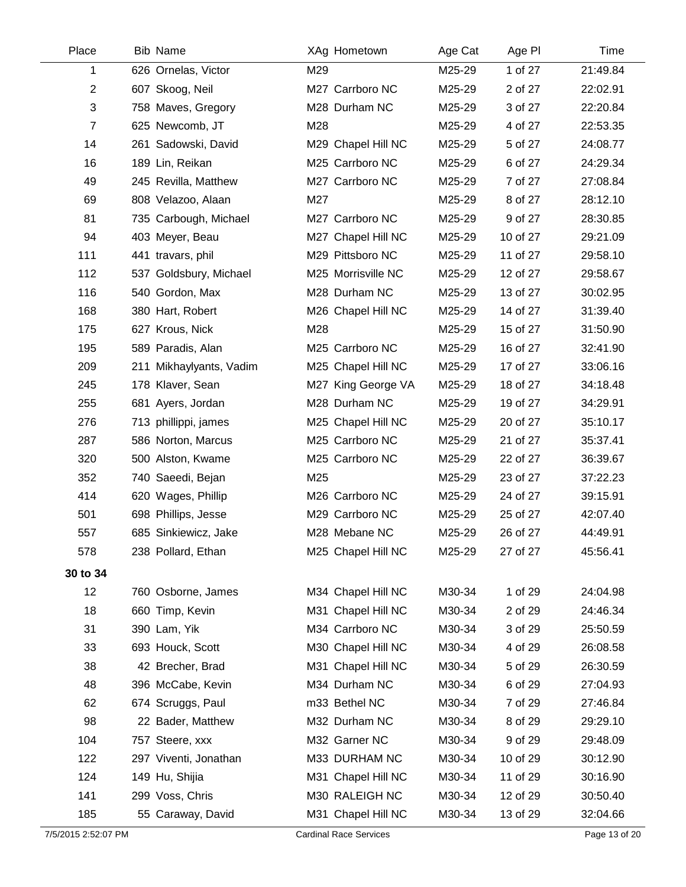| Place | Bib | Name | XAg | Hometown | Age Cat | Age Pl | Time |
|---|---|---|---|---|---|---|---|
| 1 | 626 | Ornelas, Victor | M29 | | M25-29 | 1 of 27 | 21:49.84 |
| 2 | 607 | Skoog, Neil | M27 | Carrboro NC | M25-29 | 2 of 27 | 22:02.91 |
| 3 | 758 | Maves, Gregory | M28 | Durham NC | M25-29 | 3 of 27 | 22:20.84 |
| 7 | 625 | Newcomb, JT | M28 | | M25-29 | 4 of 27 | 22:53.35 |
| 14 | 261 | Sadowski, David | M29 | Chapel Hill NC | M25-29 | 5 of 27 | 24:08.77 |
| 16 | 189 | Lin, Reikan | M25 | Carrboro NC | M25-29 | 6 of 27 | 24:29.34 |
| 49 | 245 | Revilla, Matthew | M27 | Carrboro NC | M25-29 | 7 of 27 | 27:08.84 |
| 69 | 808 | Velazoo, Alaan | M27 | | M25-29 | 8 of 27 | 28:12.10 |
| 81 | 735 | Carbough, Michael | M27 | Carrboro NC | M25-29 | 9 of 27 | 28:30.85 |
| 94 | 403 | Meyer, Beau | M27 | Chapel Hill NC | M25-29 | 10 of 27 | 29:21.09 |
| 111 | 441 | travars, phil | M29 | Pittsboro NC | M25-29 | 11 of 27 | 29:58.10 |
| 112 | 537 | Goldsbury, Michael | M25 | Morrisville NC | M25-29 | 12 of 27 | 29:58.67 |
| 116 | 540 | Gordon, Max | M28 | Durham NC | M25-29 | 13 of 27 | 30:02.95 |
| 168 | 380 | Hart, Robert | M26 | Chapel Hill NC | M25-29 | 14 of 27 | 31:39.40 |
| 175 | 627 | Krous, Nick | M28 | | M25-29 | 15 of 27 | 31:50.90 |
| 195 | 589 | Paradis, Alan | M25 | Carrboro NC | M25-29 | 16 of 27 | 32:41.90 |
| 209 | 211 | Mikhaylyants, Vadim | M25 | Chapel Hill NC | M25-29 | 17 of 27 | 33:06.16 |
| 245 | 178 | Klaver, Sean | M27 | King George VA | M25-29 | 18 of 27 | 34:18.48 |
| 255 | 681 | Ayers, Jordan | M28 | Durham NC | M25-29 | 19 of 27 | 34:29.91 |
| 276 | 713 | phillippi, james | M25 | Chapel Hill NC | M25-29 | 20 of 27 | 35:10.17 |
| 287 | 586 | Norton, Marcus | M25 | Carrboro NC | M25-29 | 21 of 27 | 35:37.41 |
| 320 | 500 | Alston, Kwame | M25 | Carrboro NC | M25-29 | 22 of 27 | 36:39.67 |
| 352 | 740 | Saeedi, Bejan | M25 | | M25-29 | 23 of 27 | 37:22.23 |
| 414 | 620 | Wages, Phillip | M26 | Carrboro NC | M25-29 | 24 of 27 | 39:15.91 |
| 501 | 698 | Phillips, Jesse | M29 | Carrboro NC | M25-29 | 25 of 27 | 42:07.40 |
| 557 | 685 | Sinkiewicz, Jake | M28 | Mebane NC | M25-29 | 26 of 27 | 44:49.91 |
| 578 | 238 | Pollard, Ethan | M25 | Chapel Hill NC | M25-29 | 27 of 27 | 45:56.41 |
| **30 to 34** | | | | | | | |
| 12 | 760 | Osborne, James | M34 | Chapel Hill NC | M30-34 | 1 of 29 | 24:04.98 |
| 18 | 660 | Timp, Kevin | M31 | Chapel Hill NC | M30-34 | 2 of 29 | 24:46.34 |
| 31 | 390 | Lam, Yik | M34 | Carrboro NC | M30-34 | 3 of 29 | 25:50.59 |
| 33 | 693 | Houck, Scott | M30 | Chapel Hill NC | M30-34 | 4 of 29 | 26:08.58 |
| 38 | 42 | Brecher, Brad | M31 | Chapel Hill NC | M30-34 | 5 of 29 | 26:30.59 |
| 48 | 396 | McCabe, Kevin | M34 | Durham NC | M30-34 | 6 of 29 | 27:04.93 |
| 62 | 674 | Scruggs, Paul | m33 | Bethel NC | M30-34 | 7 of 29 | 27:46.84 |
| 98 | 22 | Bader, Matthew | M32 | Durham NC | M30-34 | 8 of 29 | 29:29.10 |
| 104 | 757 | Steere, xxx | M32 | Garner NC | M30-34 | 9 of 29 | 29:48.09 |
| 122 | 297 | Viventi, Jonathan | M33 | DURHAM NC | M30-34 | 10 of 29 | 30:12.90 |
| 124 | 149 | Hu, Shijia | M31 | Chapel Hill NC | M30-34 | 11 of 29 | 30:16.90 |
| 141 | 299 | Voss, Chris | M30 | RALEIGH NC | M30-34 | 12 of 29 | 30:50.40 |
| 185 | 55 | Caraway, David | M31 | Chapel Hill NC | M30-34 | 13 of 29 | 32:04.66 |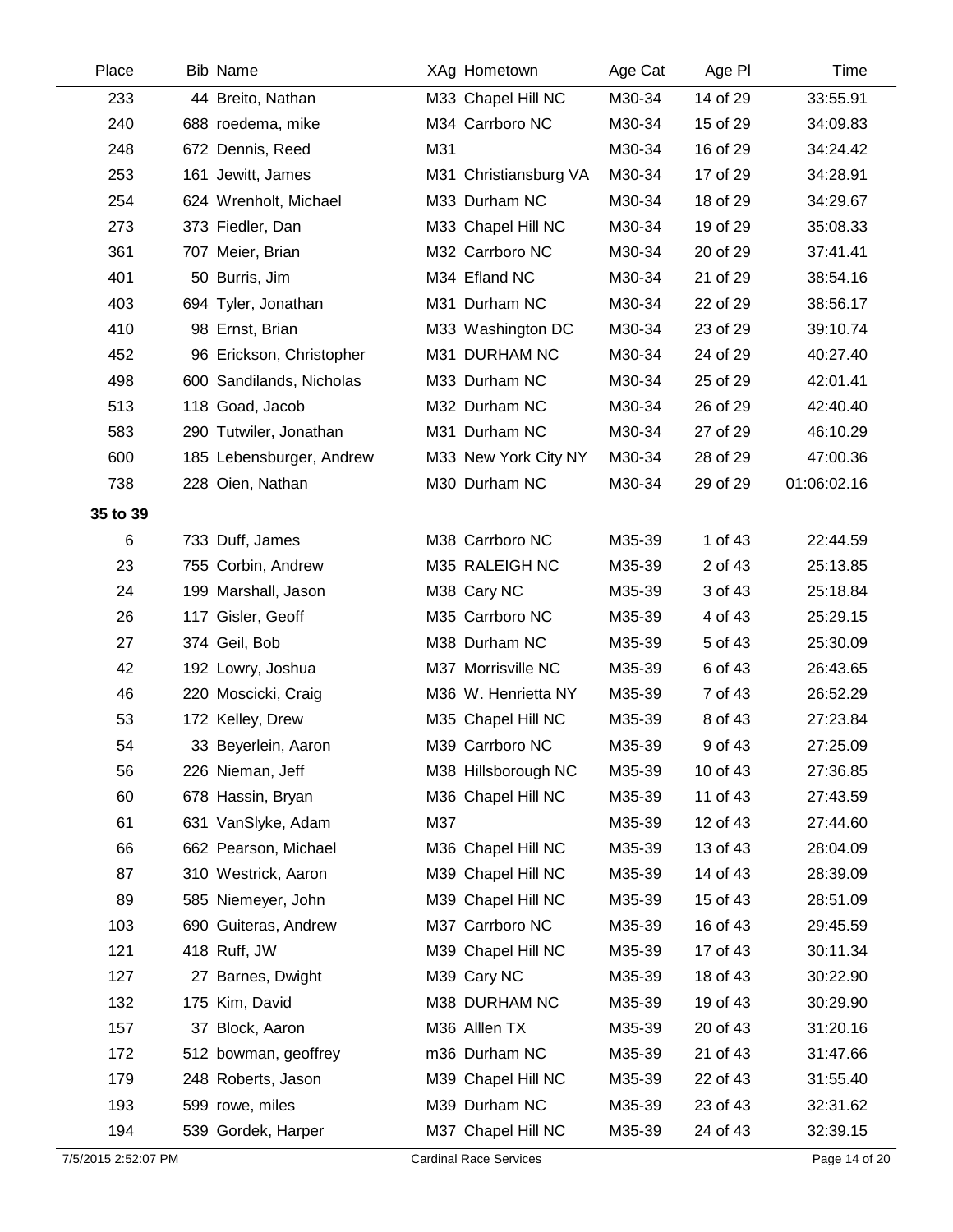| Place | Bib | Name | XAg | Hometown | Age Cat | Age Pl | Time |
|---|---|---|---|---|---|---|---|
| 233 | 44 | Breito, Nathan | M33 | Chapel Hill NC | M30-34 | 14 of 29 | 33:55.91 |
| 240 | 688 | roedema, mike | M34 | Carrboro NC | M30-34 | 15 of 29 | 34:09.83 |
| 248 | 672 | Dennis, Reed | M31 | | M30-34 | 16 of 29 | 34:24.42 |
| 253 | 161 | Jewitt, James | M31 | Christiansburg VA | M30-34 | 17 of 29 | 34:28.91 |
| 254 | 624 | Wrenholt, Michael | M33 | Durham NC | M30-34 | 18 of 29 | 34:29.67 |
| 273 | 373 | Fiedler, Dan | M33 | Chapel Hill NC | M30-34 | 19 of 29 | 35:08.33 |
| 361 | 707 | Meier, Brian | M32 | Carrboro NC | M30-34 | 20 of 29 | 37:41.41 |
| 401 | 50 | Burris, Jim | M34 | Efland NC | M30-34 | 21 of 29 | 38:54.16 |
| 403 | 694 | Tyler, Jonathan | M31 | Durham NC | M30-34 | 22 of 29 | 38:56.17 |
| 410 | 98 | Ernst, Brian | M33 | Washington DC | M30-34 | 23 of 29 | 39:10.74 |
| 452 | 96 | Erickson, Christopher | M31 | DURHAM NC | M30-34 | 24 of 29 | 40:27.40 |
| 498 | 600 | Sandilands, Nicholas | M33 | Durham NC | M30-34 | 25 of 29 | 42:01.41 |
| 513 | 118 | Goad, Jacob | M32 | Durham NC | M30-34 | 26 of 29 | 42:40.40 |
| 583 | 290 | Tutwiler, Jonathan | M31 | Durham NC | M30-34 | 27 of 29 | 46:10.29 |
| 600 | 185 | Lebensburger, Andrew | M33 | New York City NY | M30-34 | 28 of 29 | 47:00.36 |
| 738 | 228 | Oien, Nathan | M30 | Durham NC | M30-34 | 29 of 29 | 01:06:02.16 |
| **35 to 39** | | | | | | | |
| 6 | 733 | Duff, James | M38 | Carrboro NC | M35-39 | 1 of 43 | 22:44.59 |
| 23 | 755 | Corbin, Andrew | M35 | RALEIGH NC | M35-39 | 2 of 43 | 25:13.85 |
| 24 | 199 | Marshall, Jason | M38 | Cary NC | M35-39 | 3 of 43 | 25:18.84 |
| 26 | 117 | Gisler, Geoff | M35 | Carrboro NC | M35-39 | 4 of 43 | 25:29.15 |
| 27 | 374 | Geil, Bob | M38 | Durham NC | M35-39 | 5 of 43 | 25:30.09 |
| 42 | 192 | Lowry, Joshua | M37 | Morrisville NC | M35-39 | 6 of 43 | 26:43.65 |
| 46 | 220 | Moscicki, Craig | M36 | W. Henrietta NY | M35-39 | 7 of 43 | 26:52.29 |
| 53 | 172 | Kelley, Drew | M35 | Chapel Hill NC | M35-39 | 8 of 43 | 27:23.84 |
| 54 | 33 | Beyerlein, Aaron | M39 | Carrboro NC | M35-39 | 9 of 43 | 27:25.09 |
| 56 | 226 | Nieman, Jeff | M38 | Hillsborough NC | M35-39 | 10 of 43 | 27:36.85 |
| 60 | 678 | Hassin, Bryan | M36 | Chapel Hill NC | M35-39 | 11 of 43 | 27:43.59 |
| 61 | 631 | VanSlyke, Adam | M37 | | M35-39 | 12 of 43 | 27:44.60 |
| 66 | 662 | Pearson, Michael | M36 | Chapel Hill NC | M35-39 | 13 of 43 | 28:04.09 |
| 87 | 310 | Westrick, Aaron | M39 | Chapel Hill NC | M35-39 | 14 of 43 | 28:39.09 |
| 89 | 585 | Niemeyer, John | M39 | Chapel Hill NC | M35-39 | 15 of 43 | 28:51.09 |
| 103 | 690 | Guiteras, Andrew | M37 | Carrboro NC | M35-39 | 16 of 43 | 29:45.59 |
| 121 | 418 | Ruff, JW | M39 | Chapel Hill NC | M35-39 | 17 of 43 | 30:11.34 |
| 127 | 27 | Barnes, Dwight | M39 | Cary NC | M35-39 | 18 of 43 | 30:22.90 |
| 132 | 175 | Kim, David | M38 | DURHAM NC | M35-39 | 19 of 43 | 30:29.90 |
| 157 | 37 | Block, Aaron | M36 | Alllen TX | M35-39 | 20 of 43 | 31:20.16 |
| 172 | 512 | bowman, geoffrey | m36 | Durham NC | M35-39 | 21 of 43 | 31:47.66 |
| 179 | 248 | Roberts, Jason | M39 | Chapel Hill NC | M35-39 | 22 of 43 | 31:55.40 |
| 193 | 599 | rowe, miles | M39 | Durham NC | M35-39 | 23 of 43 | 32:31.62 |
| 194 | 539 | Gordek, Harper | M37 | Chapel Hill NC | M35-39 | 24 of 43 | 32:39.15 |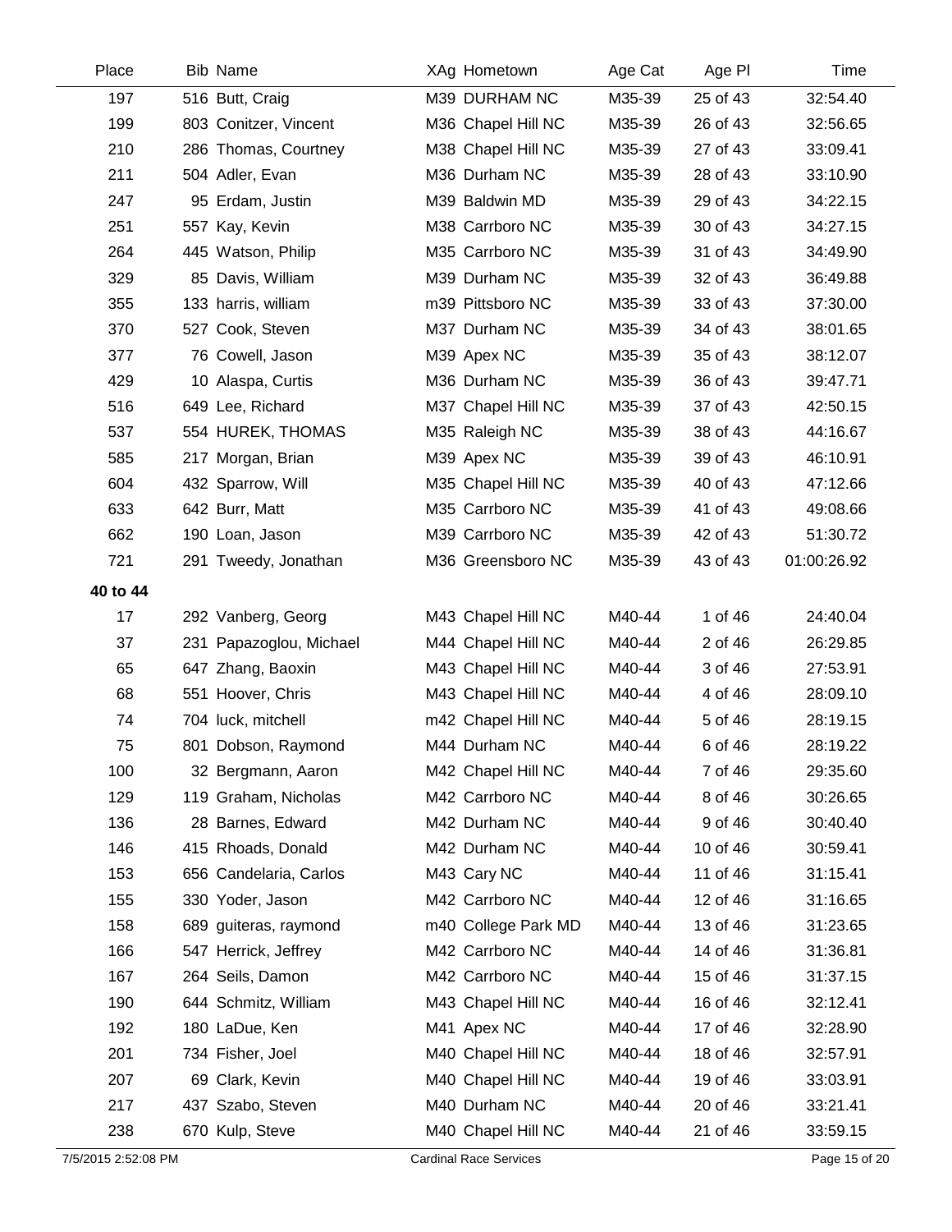| Place | Bib | Name | XAg | Hometown | Age Cat | Age Pl | Time |
|---|---|---|---|---|---|---|---|
| 197 | 516 | Butt, Craig | M39 | DURHAM NC | M35-39 | 25 of 43 | 32:54.40 |
| 199 | 803 | Conitzer, Vincent | M36 | Chapel Hill NC | M35-39 | 26 of 43 | 32:56.65 |
| 210 | 286 | Thomas, Courtney | M38 | Chapel Hill NC | M35-39 | 27 of 43 | 33:09.41 |
| 211 | 504 | Adler, Evan | M36 | Durham NC | M35-39 | 28 of 43 | 33:10.90 |
| 247 | 95 | Erdam, Justin | M39 | Baldwin MD | M35-39 | 29 of 43 | 34:22.15 |
| 251 | 557 | Kay, Kevin | M38 | Carrboro NC | M35-39 | 30 of 43 | 34:27.15 |
| 264 | 445 | Watson, Philip | M35 | Carrboro NC | M35-39 | 31 of 43 | 34:49.90 |
| 329 | 85 | Davis, William | M39 | Durham NC | M35-39 | 32 of 43 | 36:49.88 |
| 355 | 133 | harris, william | m39 | Pittsboro NC | M35-39 | 33 of 43 | 37:30.00 |
| 370 | 527 | Cook, Steven | M37 | Durham NC | M35-39 | 34 of 43 | 38:01.65 |
| 377 | 76 | Cowell, Jason | M39 | Apex NC | M35-39 | 35 of 43 | 38:12.07 |
| 429 | 10 | Alaspa, Curtis | M36 | Durham NC | M35-39 | 36 of 43 | 39:47.71 |
| 516 | 649 | Lee, Richard | M37 | Chapel Hill NC | M35-39 | 37 of 43 | 42:50.15 |
| 537 | 554 | HUREK, THOMAS | M35 | Raleigh NC | M35-39 | 38 of 43 | 44:16.67 |
| 585 | 217 | Morgan, Brian | M39 | Apex NC | M35-39 | 39 of 43 | 46:10.91 |
| 604 | 432 | Sparrow, Will | M35 | Chapel Hill NC | M35-39 | 40 of 43 | 47:12.66 |
| 633 | 642 | Burr, Matt | M35 | Carrboro NC | M35-39 | 41 of 43 | 49:08.66 |
| 662 | 190 | Loan, Jason | M39 | Carrboro NC | M35-39 | 42 of 43 | 51:30.72 |
| 721 | 291 | Tweedy, Jonathan | M36 | Greensboro NC | M35-39 | 43 of 43 | 01:00:26.92 |
| **40 to 44** | | | | | | | |
| 17 | 292 | Vanberg, Georg | M43 | Chapel Hill NC | M40-44 | 1 of 46 | 24:40.04 |
| 37 | 231 | Papazoglou, Michael | M44 | Chapel Hill NC | M40-44 | 2 of 46 | 26:29.85 |
| 65 | 647 | Zhang, Baoxin | M43 | Chapel Hill NC | M40-44 | 3 of 46 | 27:53.91 |
| 68 | 551 | Hoover, Chris | M43 | Chapel Hill NC | M40-44 | 4 of 46 | 28:09.10 |
| 74 | 704 | luck, mitchell | m42 | Chapel Hill NC | M40-44 | 5 of 46 | 28:19.15 |
| 75 | 801 | Dobson, Raymond | M44 | Durham NC | M40-44 | 6 of 46 | 28:19.22 |
| 100 | 32 | Bergmann, Aaron | M42 | Chapel Hill NC | M40-44 | 7 of 46 | 29:35.60 |
| 129 | 119 | Graham, Nicholas | M42 | Carrboro NC | M40-44 | 8 of 46 | 30:26.65 |
| 136 | 28 | Barnes, Edward | M42 | Durham NC | M40-44 | 9 of 46 | 30:40.40 |
| 146 | 415 | Rhoads, Donald | M42 | Durham NC | M40-44 | 10 of 46 | 30:59.41 |
| 153 | 656 | Candelaria, Carlos | M43 | Cary NC | M40-44 | 11 of 46 | 31:15.41 |
| 155 | 330 | Yoder, Jason | M42 | Carrboro NC | M40-44 | 12 of 46 | 31:16.65 |
| 158 | 689 | guiteras, raymond | m40 | College Park MD | M40-44 | 13 of 46 | 31:23.65 |
| 166 | 547 | Herrick, Jeffrey | M42 | Carrboro NC | M40-44 | 14 of 46 | 31:36.81 |
| 167 | 264 | Seils, Damon | M42 | Carrboro NC | M40-44 | 15 of 46 | 31:37.15 |
| 190 | 644 | Schmitz, William | M43 | Chapel Hill NC | M40-44 | 16 of 46 | 32:12.41 |
| 192 | 180 | LaDue, Ken | M41 | Apex NC | M40-44 | 17 of 46 | 32:28.90 |
| 201 | 734 | Fisher, Joel | M40 | Chapel Hill NC | M40-44 | 18 of 46 | 32:57.91 |
| 207 | 69 | Clark, Kevin | M40 | Chapel Hill NC | M40-44 | 19 of 46 | 33:03.91 |
| 217 | 437 | Szabo, Steven | M40 | Durham NC | M40-44 | 20 of 46 | 33:21.41 |
| 238 | 670 | Kulp, Steve | M40 | Chapel Hill NC | M40-44 | 21 of 46 | 33:59.15 |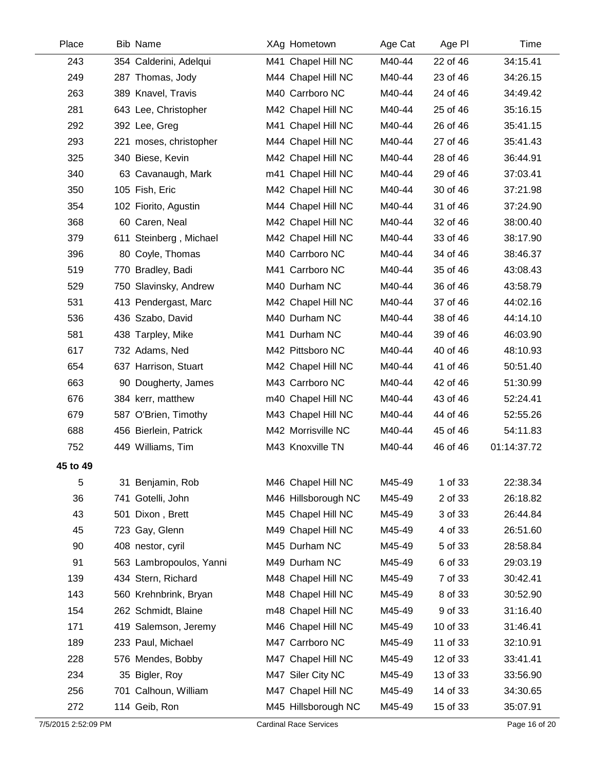| Place | Bib | Name | XAg | Hometown | Age Cat | Age Pl | Time |
|---|---|---|---|---|---|---|---|
| 243 | 354 | Calderini, Adelqui | M41 | Chapel Hill NC | M40-44 | 22 of 46 | 34:15.41 |
| 249 | 287 | Thomas, Jody | M44 | Chapel Hill NC | M40-44 | 23 of 46 | 34:26.15 |
| 263 | 389 | Knavel, Travis | M40 | Carrboro NC | M40-44 | 24 of 46 | 34:49.42 |
| 281 | 643 | Lee, Christopher | M42 | Chapel Hill NC | M40-44 | 25 of 46 | 35:16.15 |
| 292 | 392 | Lee, Greg | M41 | Chapel Hill NC | M40-44 | 26 of 46 | 35:41.15 |
| 293 | 221 | moses, christopher | M44 | Chapel Hill NC | M40-44 | 27 of 46 | 35:41.43 |
| 325 | 340 | Biese, Kevin | M42 | Chapel Hill NC | M40-44 | 28 of 46 | 36:44.91 |
| 340 | 63 | Cavanaugh, Mark | m41 | Chapel Hill NC | M40-44 | 29 of 46 | 37:03.41 |
| 350 | 105 | Fish, Eric | M42 | Chapel Hill NC | M40-44 | 30 of 46 | 37:21.98 |
| 354 | 102 | Fiorito, Agustin | M44 | Chapel Hill NC | M40-44 | 31 of 46 | 37:24.90 |
| 368 | 60 | Caren, Neal | M42 | Chapel Hill NC | M40-44 | 32 of 46 | 38:00.40 |
| 379 | 611 | Steinberg , Michael | M42 | Chapel Hill NC | M40-44 | 33 of 46 | 38:17.90 |
| 396 | 80 | Coyle, Thomas | M40 | Carrboro NC | M40-44 | 34 of 46 | 38:46.37 |
| 519 | 770 | Bradley, Badi | M41 | Carrboro NC | M40-44 | 35 of 46 | 43:08.43 |
| 529 | 750 | Slavinsky, Andrew | M40 | Durham NC | M40-44 | 36 of 46 | 43:58.79 |
| 531 | 413 | Pendergast, Marc | M42 | Chapel Hill NC | M40-44 | 37 of 46 | 44:02.16 |
| 536 | 436 | Szabo, David | M40 | Durham NC | M40-44 | 38 of 46 | 44:14.10 |
| 581 | 438 | Tarpley, Mike | M41 | Durham NC | M40-44 | 39 of 46 | 46:03.90 |
| 617 | 732 | Adams, Ned | M42 | Pittsboro NC | M40-44 | 40 of 46 | 48:10.93 |
| 654 | 637 | Harrison, Stuart | M42 | Chapel Hill NC | M40-44 | 41 of 46 | 50:51.40 |
| 663 | 90 | Dougherty, James | M43 | Carrboro NC | M40-44 | 42 of 46 | 51:30.99 |
| 676 | 384 | kerr, matthew | m40 | Chapel Hill NC | M40-44 | 43 of 46 | 52:24.41 |
| 679 | 587 | O'Brien, Timothy | M43 | Chapel Hill NC | M40-44 | 44 of 46 | 52:55.26 |
| 688 | 456 | Bierlein, Patrick | M42 | Morrisville NC | M40-44 | 45 of 46 | 54:11.83 |
| 752 | 449 | Williams, Tim | M43 | Knoxville TN | M40-44 | 46 of 46 | 01:14:37.72 |
| **45 to 49** | | | | | | | |
| 5 | 31 | Benjamin, Rob | M46 | Chapel Hill NC | M45-49 | 1 of 33 | 22:38.34 |
| 36 | 741 | Gotelli, John | M46 | Hillsborough NC | M45-49 | 2 of 33 | 26:18.82 |
| 43 | 501 | Dixon , Brett | M45 | Chapel Hill NC | M45-49 | 3 of 33 | 26:44.84 |
| 45 | 723 | Gay, Glenn | M49 | Chapel Hill NC | M45-49 | 4 of 33 | 26:51.60 |
| 90 | 408 | nestor, cyril | M45 | Durham NC | M45-49 | 5 of 33 | 28:58.84 |
| 91 | 563 | Lambropoulos, Yanni | M49 | Durham NC | M45-49 | 6 of 33 | 29:03.19 |
| 139 | 434 | Stern, Richard | M48 | Chapel Hill NC | M45-49 | 7 of 33 | 30:42.41 |
| 143 | 560 | Krehnbrink, Bryan | M48 | Chapel Hill NC | M45-49 | 8 of 33 | 30:52.90 |
| 154 | 262 | Schmidt, Blaine | m48 | Chapel Hill NC | M45-49 | 9 of 33 | 31:16.40 |
| 171 | 419 | Salemson, Jeremy | M46 | Chapel Hill NC | M45-49 | 10 of 33 | 31:46.41 |
| 189 | 233 | Paul, Michael | M47 | Carrboro NC | M45-49 | 11 of 33 | 32:10.91 |
| 228 | 576 | Mendes, Bobby | M47 | Chapel Hill NC | M45-49 | 12 of 33 | 33:41.41 |
| 234 | 35 | Bigler, Roy | M47 | Siler City NC | M45-49 | 13 of 33 | 33:56.90 |
| 256 | 701 | Calhoun, William | M47 | Chapel Hill NC | M45-49 | 14 of 33 | 34:30.65 |
| 272 | 114 | Geib, Ron | M45 | Hillsborough NC | M45-49 | 15 of 33 | 35:07.91 |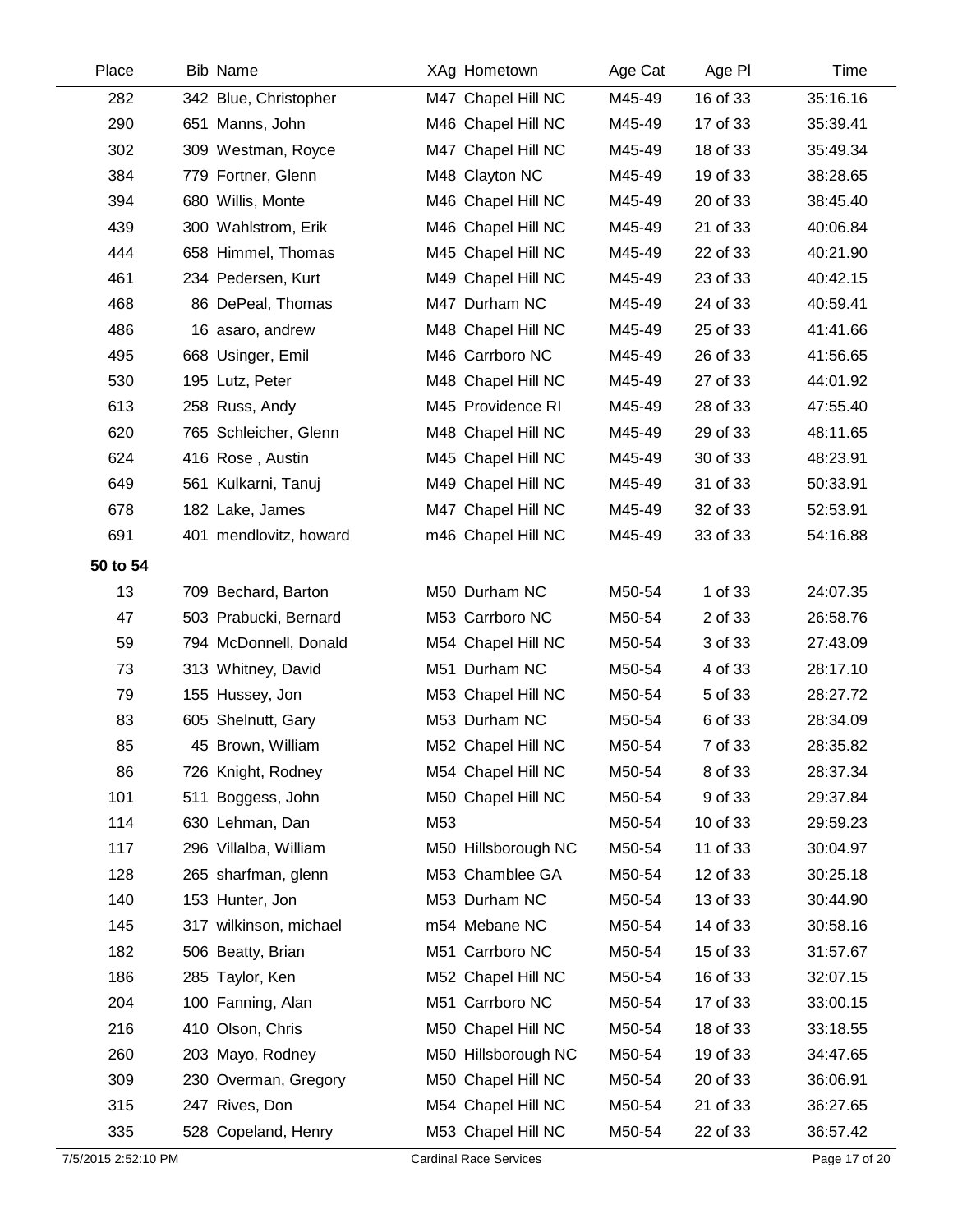| Place | Bib | Name | XAg | Hometown | Age Cat | Age Pl | Time |
|---|---|---|---|---|---|---|---|
| 282 | 342 | Blue, Christopher | M47 | Chapel Hill NC | M45-49 | 16 of 33 | 35:16.16 |
| 290 | 651 | Manns, John | M46 | Chapel Hill NC | M45-49 | 17 of 33 | 35:39.41 |
| 302 | 309 | Westman, Royce | M47 | Chapel Hill NC | M45-49 | 18 of 33 | 35:49.34 |
| 384 | 779 | Fortner, Glenn | M48 | Clayton NC | M45-49 | 19 of 33 | 38:28.65 |
| 394 | 680 | Willis, Monte | M46 | Chapel Hill NC | M45-49 | 20 of 33 | 38:45.40 |
| 439 | 300 | Wahlstrom, Erik | M46 | Chapel Hill NC | M45-49 | 21 of 33 | 40:06.84 |
| 444 | 658 | Himmel, Thomas | M45 | Chapel Hill NC | M45-49 | 22 of 33 | 40:21.90 |
| 461 | 234 | Pedersen, Kurt | M49 | Chapel Hill NC | M45-49 | 23 of 33 | 40:42.15 |
| 468 | 86 | DePeal, Thomas | M47 | Durham NC | M45-49 | 24 of 33 | 40:59.41 |
| 486 | 16 | asaro, andrew | M48 | Chapel Hill NC | M45-49 | 25 of 33 | 41:41.66 |
| 495 | 668 | Usinger, Emil | M46 | Carrboro NC | M45-49 | 26 of 33 | 41:56.65 |
| 530 | 195 | Lutz, Peter | M48 | Chapel Hill NC | M45-49 | 27 of 33 | 44:01.92 |
| 613 | 258 | Russ, Andy | M45 | Providence RI | M45-49 | 28 of 33 | 47:55.40 |
| 620 | 765 | Schleicher, Glenn | M48 | Chapel Hill NC | M45-49 | 29 of 33 | 48:11.65 |
| 624 | 416 | Rose , Austin | M45 | Chapel Hill NC | M45-49 | 30 of 33 | 48:23.91 |
| 649 | 561 | Kulkarni, Tanuj | M49 | Chapel Hill NC | M45-49 | 31 of 33 | 50:33.91 |
| 678 | 182 | Lake, James | M47 | Chapel Hill NC | M45-49 | 32 of 33 | 52:53.91 |
| 691 | 401 | mendlovitz, howard | m46 | Chapel Hill NC | M45-49 | 33 of 33 | 54:16.88 |
| **50 to 54** | | | | | | | |
| 13 | 709 | Bechard, Barton | M50 | Durham NC | M50-54 | 1 of 33 | 24:07.35 |
| 47 | 503 | Prabucki, Bernard | M53 | Carrboro NC | M50-54 | 2 of 33 | 26:58.76 |
| 59 | 794 | McDonnell, Donald | M54 | Chapel Hill NC | M50-54 | 3 of 33 | 27:43.09 |
| 73 | 313 | Whitney, David | M51 | Durham NC | M50-54 | 4 of 33 | 28:17.10 |
| 79 | 155 | Hussey, Jon | M53 | Chapel Hill NC | M50-54 | 5 of 33 | 28:27.72 |
| 83 | 605 | Shelnutt, Gary | M53 | Durham NC | M50-54 | 6 of 33 | 28:34.09 |
| 85 | 45 | Brown, William | M52 | Chapel Hill NC | M50-54 | 7 of 33 | 28:35.82 |
| 86 | 726 | Knight, Rodney | M54 | Chapel Hill NC | M50-54 | 8 of 33 | 28:37.34 |
| 101 | 511 | Boggess, John | M50 | Chapel Hill NC | M50-54 | 9 of 33 | 29:37.84 |
| 114 | 630 | Lehman, Dan | M53 | | M50-54 | 10 of 33 | 29:59.23 |
| 117 | 296 | Villalba, William | M50 | Hillsborough NC | M50-54 | 11 of 33 | 30:04.97 |
| 128 | 265 | sharfman, glenn | M53 | Chamblee GA | M50-54 | 12 of 33 | 30:25.18 |
| 140 | 153 | Hunter, Jon | M53 | Durham NC | M50-54 | 13 of 33 | 30:44.90 |
| 145 | 317 | wilkinson, michael | m54 | Mebane NC | M50-54 | 14 of 33 | 30:58.16 |
| 182 | 506 | Beatty, Brian | M51 | Carrboro NC | M50-54 | 15 of 33 | 31:57.67 |
| 186 | 285 | Taylor, Ken | M52 | Chapel Hill NC | M50-54 | 16 of 33 | 32:07.15 |
| 204 | 100 | Fanning, Alan | M51 | Carrboro NC | M50-54 | 17 of 33 | 33:00.15 |
| 216 | 410 | Olson, Chris | M50 | Chapel Hill NC | M50-54 | 18 of 33 | 33:18.55 |
| 260 | 203 | Mayo, Rodney | M50 | Hillsborough NC | M50-54 | 19 of 33 | 34:47.65 |
| 309 | 230 | Overman, Gregory | M50 | Chapel Hill NC | M50-54 | 20 of 33 | 36:06.91 |
| 315 | 247 | Rives, Don | M54 | Chapel Hill NC | M50-54 | 21 of 33 | 36:27.65 |
| 335 | 528 | Copeland, Henry | M53 | Chapel Hill NC | M50-54 | 22 of 33 | 36:57.42 |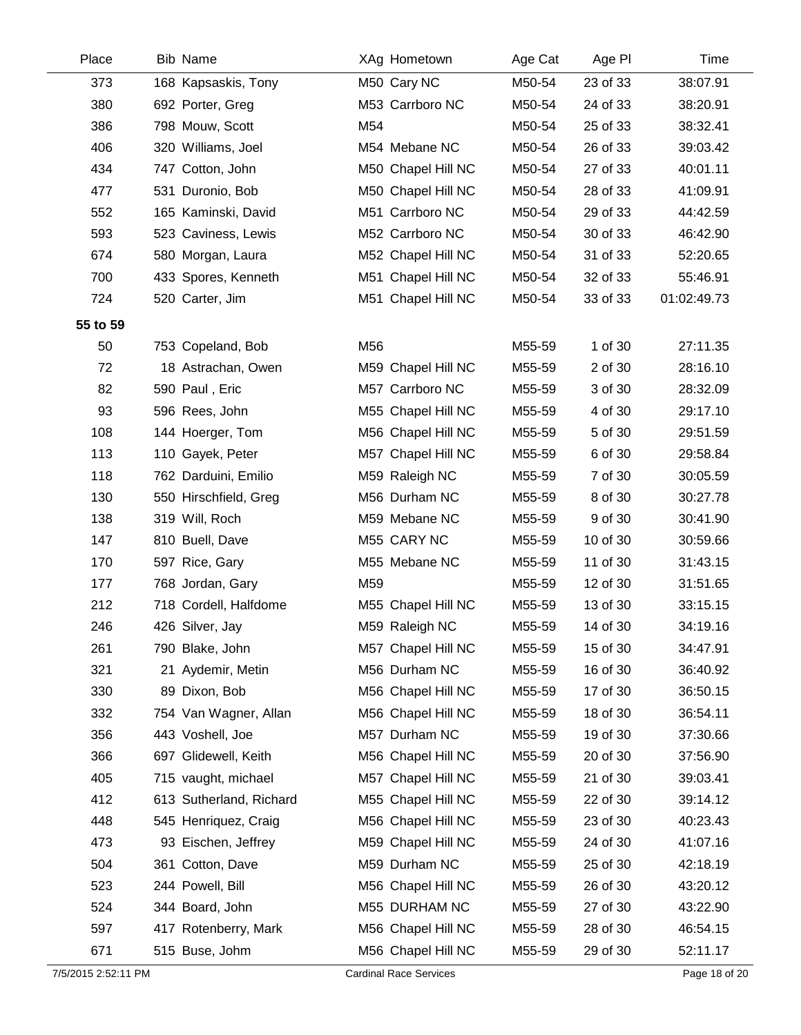| Place | Bib | Name | XAg | Hometown | Age Cat | Age Pl | Time |
|---|---|---|---|---|---|---|---|
| 373 | 168 | Kapsaskis, Tony | M50 | Cary NC | M50-54 | 23 of 33 | 38:07.91 |
| 380 | 692 | Porter, Greg | M53 | Carrboro NC | M50-54 | 24 of 33 | 38:20.91 |
| 386 | 798 | Mouw, Scott | M54 | | M50-54 | 25 of 33 | 38:32.41 |
| 406 | 320 | Williams, Joel | M54 | Mebane NC | M50-54 | 26 of 33 | 39:03.42 |
| 434 | 747 | Cotton, John | M50 | Chapel Hill NC | M50-54 | 27 of 33 | 40:01.11 |
| 477 | 531 | Duronio, Bob | M50 | Chapel Hill NC | M50-54 | 28 of 33 | 41:09.91 |
| 552 | 165 | Kaminski, David | M51 | Carrboro NC | M50-54 | 29 of 33 | 44:42.59 |
| 593 | 523 | Caviness, Lewis | M52 | Carrboro NC | M50-54 | 30 of 33 | 46:42.90 |
| 674 | 580 | Morgan, Laura | M52 | Chapel Hill NC | M50-54 | 31 of 33 | 52:20.65 |
| 700 | 433 | Spores, Kenneth | M51 | Chapel Hill NC | M50-54 | 32 of 33 | 55:46.91 |
| 724 | 520 | Carter, Jim | M51 | Chapel Hill NC | M50-54 | 33 of 33 | 01:02:49.73 |
| **55 to 59** | | | | | | | |
| 50 | 753 | Copeland, Bob | M56 | | M55-59 | 1 of 30 | 27:11.35 |
| 72 | 18 | Astrachan, Owen | M59 | Chapel Hill NC | M55-59 | 2 of 30 | 28:16.10 |
| 82 | 590 | Paul , Eric | M57 | Carrboro NC | M55-59 | 3 of 30 | 28:32.09 |
| 93 | 596 | Rees, John | M55 | Chapel Hill NC | M55-59 | 4 of 30 | 29:17.10 |
| 108 | 144 | Hoerger, Tom | M56 | Chapel Hill NC | M55-59 | 5 of 30 | 29:51.59 |
| 113 | 110 | Gayek, Peter | M57 | Chapel Hill NC | M55-59 | 6 of 30 | 29:58.84 |
| 118 | 762 | Darduini, Emilio | M59 | Raleigh NC | M55-59 | 7 of 30 | 30:05.59 |
| 130 | 550 | Hirschfield, Greg | M56 | Durham NC | M55-59 | 8 of 30 | 30:27.78 |
| 138 | 319 | Will, Roch | M59 | Mebane NC | M55-59 | 9 of 30 | 30:41.90 |
| 147 | 810 | Buell, Dave | M55 | CARY NC | M55-59 | 10 of 30 | 30:59.66 |
| 170 | 597 | Rice, Gary | M55 | Mebane NC | M55-59 | 11 of 30 | 31:43.15 |
| 177 | 768 | Jordan, Gary | M59 | | M55-59 | 12 of 30 | 31:51.65 |
| 212 | 718 | Cordell, Halfdome | M55 | Chapel Hill NC | M55-59 | 13 of 30 | 33:15.15 |
| 246 | 426 | Silver, Jay | M59 | Raleigh NC | M55-59 | 14 of 30 | 34:19.16 |
| 261 | 790 | Blake, John | M57 | Chapel Hill NC | M55-59 | 15 of 30 | 34:47.91 |
| 321 | 21 | Aydemir, Metin | M56 | Durham NC | M55-59 | 16 of 30 | 36:40.92 |
| 330 | 89 | Dixon, Bob | M56 | Chapel Hill NC | M55-59 | 17 of 30 | 36:50.15 |
| 332 | 754 | Van Wagner, Allan | M56 | Chapel Hill NC | M55-59 | 18 of 30 | 36:54.11 |
| 356 | 443 | Voshell, Joe | M57 | Durham NC | M55-59 | 19 of 30 | 37:30.66 |
| 366 | 697 | Glidewell, Keith | M56 | Chapel Hill NC | M55-59 | 20 of 30 | 37:56.90 |
| 405 | 715 | vaught, michael | M57 | Chapel Hill NC | M55-59 | 21 of 30 | 39:03.41 |
| 412 | 613 | Sutherland, Richard | M55 | Chapel Hill NC | M55-59 | 22 of 30 | 39:14.12 |
| 448 | 545 | Henriquez, Craig | M56 | Chapel Hill NC | M55-59 | 23 of 30 | 40:23.43 |
| 473 | 93 | Eischen, Jeffrey | M59 | Chapel Hill NC | M55-59 | 24 of 30 | 41:07.16 |
| 504 | 361 | Cotton, Dave | M59 | Durham NC | M55-59 | 25 of 30 | 42:18.19 |
| 523 | 244 | Powell, Bill | M56 | Chapel Hill NC | M55-59 | 26 of 30 | 43:20.12 |
| 524 | 344 | Board, John | M55 | DURHAM NC | M55-59 | 27 of 30 | 43:22.90 |
| 597 | 417 | Rotenberry, Mark | M56 | Chapel Hill NC | M55-59 | 28 of 30 | 46:54.15 |
| 671 | 515 | Buse, John | M56 | Chapel Hill NC | M55-59 | 29 of 30 | 52:11.17 |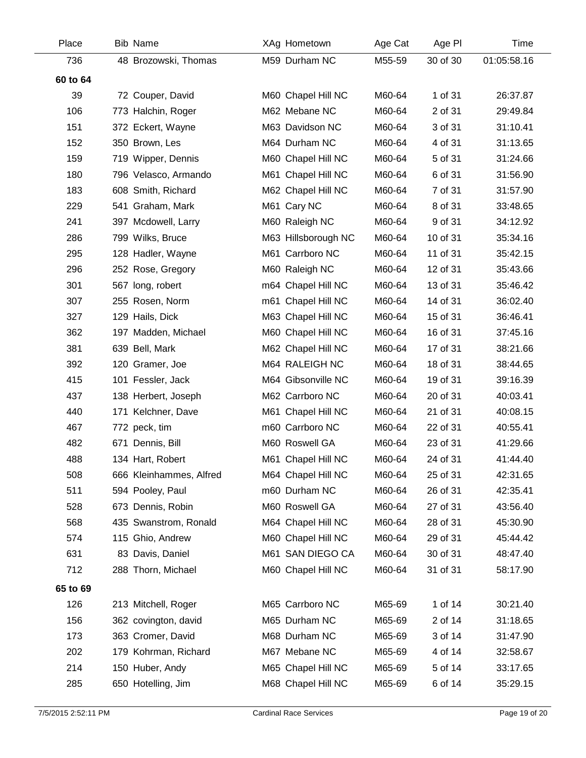| Place | Bib | Name | XAg | Hometown | Age Cat | Age Pl | Time |
|---|---|---|---|---|---|---|---|
| 736 | 48 | Brozowski, Thomas | M59 | Durham NC | M55-59 | 30 of 30 | 01:05:58.16 |
| **60 to 64** | | | | | | | |
| 39 | 72 | Couper, David | M60 | Chapel Hill NC | M60-64 | 1 of 31 | 26:37.87 |
| 106 | 773 | Halchin, Roger | M62 | Mebane NC | M60-64 | 2 of 31 | 29:49.84 |
| 151 | 372 | Eckert, Wayne | M63 | Davidson NC | M60-64 | 3 of 31 | 31:10.41 |
| 152 | 350 | Brown, Les | M64 | Durham NC | M60-64 | 4 of 31 | 31:13.65 |
| 159 | 719 | Wipper, Dennis | M60 | Chapel Hill NC | M60-64 | 5 of 31 | 31:24.66 |
| 180 | 796 | Velasco, Armando | M61 | Chapel Hill NC | M60-64 | 6 of 31 | 31:56.90 |
| 183 | 608 | Smith, Richard | M62 | Chapel Hill NC | M60-64 | 7 of 31 | 31:57.90 |
| 229 | 541 | Graham, Mark | M61 | Cary NC | M60-64 | 8 of 31 | 33:48.65 |
| 241 | 397 | Mcdowell, Larry | M60 | Raleigh NC | M60-64 | 9 of 31 | 34:12.92 |
| 286 | 799 | Wilks, Bruce | M63 | Hillsborough NC | M60-64 | 10 of 31 | 35:34.16 |
| 295 | 128 | Hadler, Wayne | M61 | Carrboro NC | M60-64 | 11 of 31 | 35:42.15 |
| 296 | 252 | Rose, Gregory | M60 | Raleigh NC | M60-64 | 12 of 31 | 35:43.66 |
| 301 | 567 | long, robert | m64 | Chapel Hill NC | M60-64 | 13 of 31 | 35:46.42 |
| 307 | 255 | Rosen, Norm | m61 | Chapel Hill NC | M60-64 | 14 of 31 | 36:02.40 |
| 327 | 129 | Hails, Dick | M63 | Chapel Hill NC | M60-64 | 15 of 31 | 36:46.41 |
| 362 | 197 | Madden, Michael | M60 | Chapel Hill NC | M60-64 | 16 of 31 | 37:45.16 |
| 381 | 639 | Bell, Mark | M62 | Chapel Hill NC | M60-64 | 17 of 31 | 38:21.66 |
| 392 | 120 | Gramer, Joe | M64 | RALEIGH NC | M60-64 | 18 of 31 | 38:44.65 |
| 415 | 101 | Fessler, Jack | M64 | Gibsonville NC | M60-64 | 19 of 31 | 39:16.39 |
| 437 | 138 | Herbert, Joseph | M62 | Carrboro NC | M60-64 | 20 of 31 | 40:03.41 |
| 440 | 171 | Kelchner, Dave | M61 | Chapel Hill NC | M60-64 | 21 of 31 | 40:08.15 |
| 467 | 772 | peck, tim | m60 | Carrboro NC | M60-64 | 22 of 31 | 40:55.41 |
| 482 | 671 | Dennis, Bill | M60 | Roswell GA | M60-64 | 23 of 31 | 41:29.66 |
| 488 | 134 | Hart, Robert | M61 | Chapel Hill NC | M60-64 | 24 of 31 | 41:44.40 |
| 508 | 666 | Kleinhammes, Alfred | M64 | Chapel Hill NC | M60-64 | 25 of 31 | 42:31.65 |
| 511 | 594 | Pooley, Paul | m60 | Durham NC | M60-64 | 26 of 31 | 42:35.41 |
| 528 | 673 | Dennis, Robin | M60 | Roswell GA | M60-64 | 27 of 31 | 43:56.40 |
| 568 | 435 | Swanstrom, Ronald | M64 | Chapel Hill NC | M60-64 | 28 of 31 | 45:30.90 |
| 574 | 115 | Ghio, Andrew | M60 | Chapel Hill NC | M60-64 | 29 of 31 | 45:44.42 |
| 631 | 83 | Davis, Daniel | M61 | SAN DIEGO CA | M60-64 | 30 of 31 | 48:47.40 |
| 712 | 288 | Thorn, Michael | M60 | Chapel Hill NC | M60-64 | 31 of 31 | 58:17.90 |
| **65 to 69** | | | | | | | |
| 126 | 213 | Mitchell, Roger | M65 | Carrboro NC | M65-69 | 1 of 14 | 30:21.40 |
| 156 | 362 | covington, david | M65 | Durham NC | M65-69 | 2 of 14 | 31:18.65 |
| 173 | 363 | Cromer, David | M68 | Durham NC | M65-69 | 3 of 14 | 31:47.90 |
| 202 | 179 | Kohrman, Richard | M67 | Mebane NC | M65-69 | 4 of 14 | 32:58.67 |
| 214 | 150 | Huber, Andy | M65 | Chapel Hill NC | M65-69 | 5 of 14 | 33:17.65 |
| 285 | 650 | Hotelling, Jim | M68 | Chapel Hill NC | M65-69 | 6 of 14 | 35:29.15 |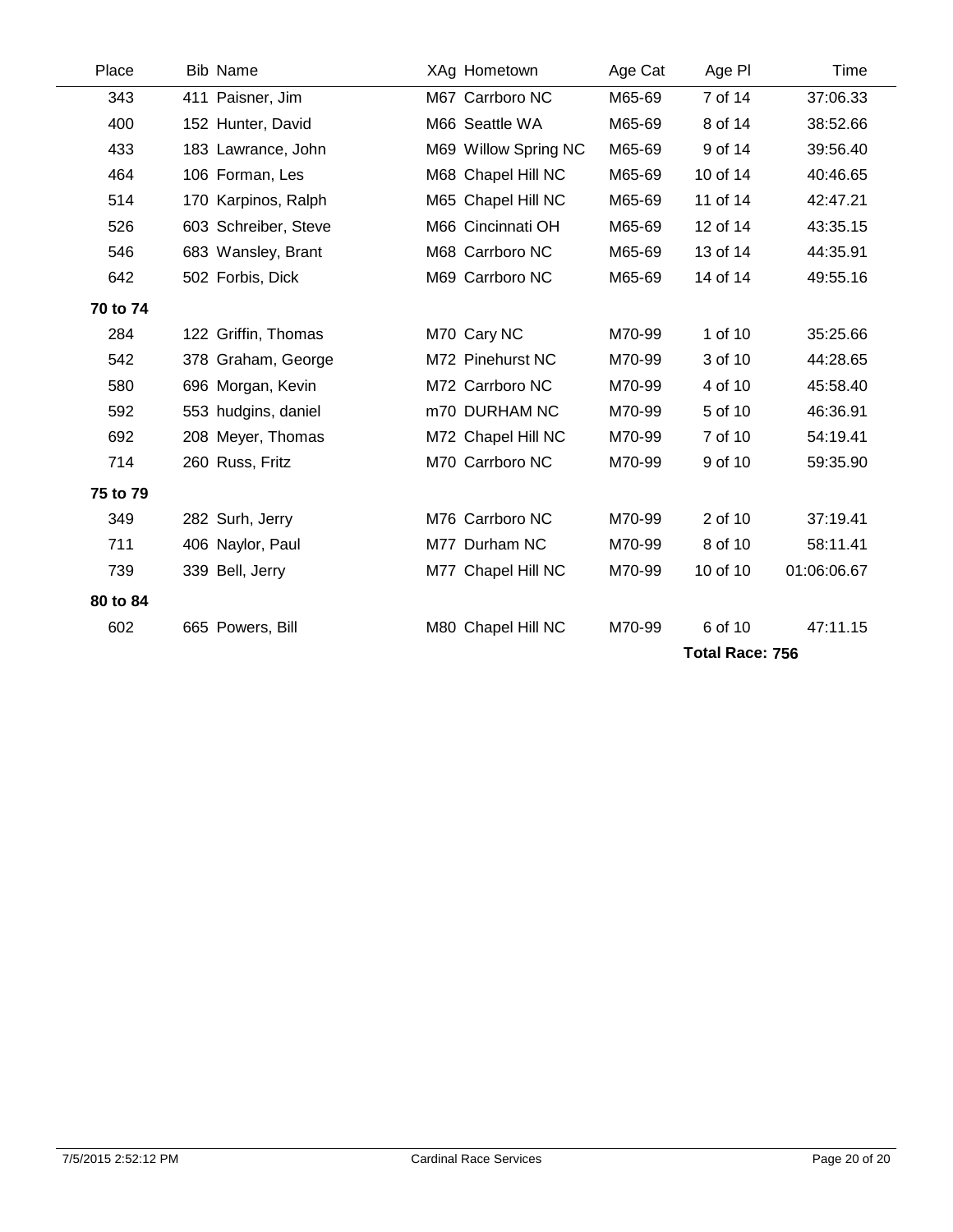| Place | Bib | Name | XAg | Hometown | Age Cat | Age Pl | Time |
|---|---|---|---|---|---|---|---|
| 343 | 411 | Paisner, Jim | M67 | Carrboro NC | M65-69 | 7 of 14 | 37:06.33 |
| 400 | 152 | Hunter, David | M66 | Seattle WA | M65-69 | 8 of 14 | 38:52.66 |
| 433 | 183 | Lawrance, John | M69 | Willow Spring NC | M65-69 | 9 of 14 | 39:56.40 |
| 464 | 106 | Forman, Les | M68 | Chapel Hill NC | M65-69 | 10 of 14 | 40:46.65 |
| 514 | 170 | Karpinos, Ralph | M65 | Chapel Hill NC | M65-69 | 11 of 14 | 42:47.21 |
| 526 | 603 | Schreiber, Steve | M66 | Cincinnati OH | M65-69 | 12 of 14 | 43:35.15 |
| 546 | 683 | Wansley, Brant | M68 | Carrboro NC | M65-69 | 13 of 14 | 44:35.91 |
| 642 | 502 | Forbis, Dick | M69 | Carrboro NC | M65-69 | 14 of 14 | 49:55.16 |
| **70 to 74** | | | | | | | |
| 284 | 122 | Griffin, Thomas | M70 | Cary NC | M70-99 | 1 of 10 | 35:25.66 |
| 542 | 378 | Graham, George | M72 | Pinehurst NC | M70-99 | 3 of 10 | 44:28.65 |
| 580 | 696 | Morgan, Kevin | M72 | Carrboro NC | M70-99 | 4 of 10 | 45:58.40 |
| 592 | 553 | hudgins, daniel | m70 | DURHAM NC | M70-99 | 5 of 10 | 46:36.91 |
| 692 | 208 | Meyer, Thomas | M72 | Chapel Hill NC | M70-99 | 7 of 10 | 54:19.41 |
| 714 | 260 | Russ, Fritz | M70 | Carrboro NC | M70-99 | 9 of 10 | 59:35.90 |
| **75 to 79** | | | | | | | |
| 349 | 282 | Surh, Jerry | M76 | Carrboro NC | M70-99 | 2 of 10 | 37:19.41 |
| 711 | 406 | Naylor, Paul | M77 | Durham NC | M70-99 | 8 of 10 | 58:11.41 |
| 739 | 339 | Bell, Jerry | M77 | Chapel Hill NC | M70-99 | 10 of 10 | 01:06:06.67 |
| **80 to 84** | | | | | | | |
| 602 | 665 | Powers, Bill | M80 | Chapel Hill NC | M70-99 | 6 of 10 | 47:11.15 |

**Total Race: 756**